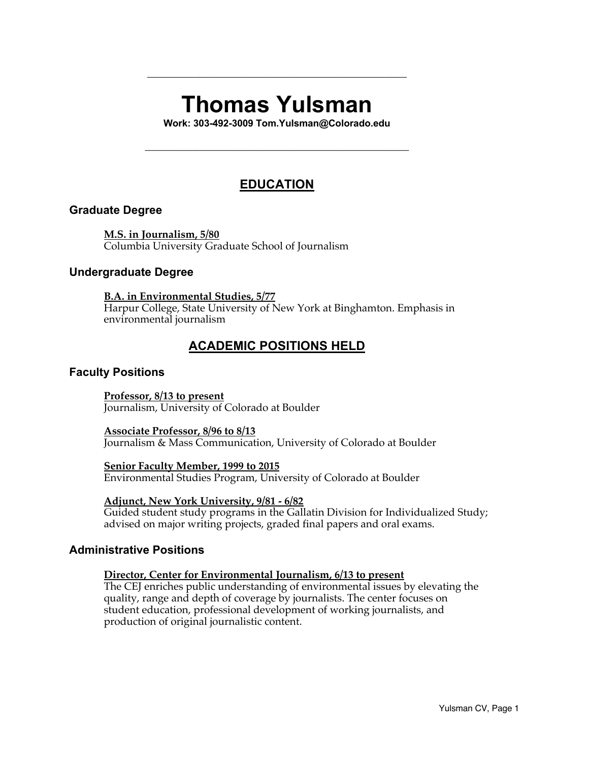# Thomas Yulsman

**Work: 303-492-3009 Tom.Yulsman@Colorado.edu**

## EDUCATION

### Graduate Degree

**M.S. in Journalism, 5/80**
Columbia University Graduate School of Journalism

### Undergraduate Degree

**B.A. in Environmental Studies, 5/77**
Harpur College, State University of New York at Binghamton. Emphasis in environmental journalism

## ACADEMIC POSITIONS HELD

### Faculty Positions

**Professor, 8/13 to present**
Journalism, University of Colorado at Boulder

**Associate Professor, 8/96 to 8/13**
Journalism & Mass Communication, University of Colorado at Boulder

**Senior Faculty Member, 1999 to 2015**
Environmental Studies Program, University of Colorado at Boulder

**Adjunct, New York University, 9/81 - 6/82**
Guided student study programs in the Gallatin Division for Individualized Study; advised on major writing projects, graded final papers and oral exams.

### Administrative Positions

**Director, Center for Environmental Journalism, 6/13 to present**
The CEJ enriches public understanding of environmental issues by elevating the quality, range and depth of coverage by journalists. The center focuses on student education, professional development of working journalists, and production of original journalistic content.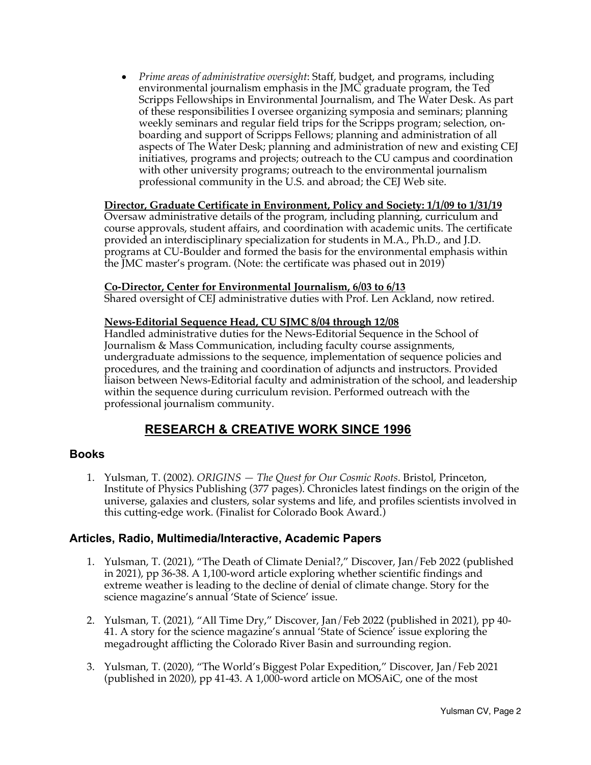- *Prime areas of administrative oversight*: Staff, budget, and programs, including environmental journalism emphasis in the JMC graduate program, the Ted Scripps Fellowships in Environmental Journalism, and The Water Desk. As part of these responsibilities I oversee organizing symposia and seminars; planning weekly seminars and regular field trips for the Scripps program; selection, on-boarding and support of Scripps Fellows; planning and administration of all aspects of The Water Desk; planning and administration of new and existing CEJ initiatives, programs and projects; outreach to the CU campus and coordination with other university programs; outreach to the environmental journalism professional community in the U.S. and abroad; the CEJ Web site.

**Director, Graduate Certificate in Environment, Policy and Society: 1/1/09 to 1/31/19**
Oversaw administrative details of the program, including planning, curriculum and course approvals, student affairs, and coordination with academic units. The certificate provided an interdisciplinary specialization for students in M.A., Ph.D., and J.D. programs at CU-Boulder and formed the basis for the environmental emphasis within the JMC master's program. (Note: the certificate was phased out in 2019)

**Co-Director, Center for Environmental Journalism, 6/03 to 6/13**
Shared oversight of CEJ administrative duties with Prof. Len Ackland, now retired.

**News-Editorial Sequence Head, CU SJMC 8/04 through 12/08**
Handled administrative duties for the News-Editorial Sequence in the School of Journalism & Mass Communication, including faculty course assignments, undergraduate admissions to the sequence, implementation of sequence policies and procedures, and the training and coordination of adjuncts and instructors. Provided liaison between News-Editorial faculty and administration of the school, and leadership within the sequence during curriculum revision. Performed outreach with the professional journalism community.

## RESEARCH & CREATIVE WORK SINCE 1996

### Books

1. Yulsman, T. (2002). *ORIGINS — The Quest for Our Cosmic Roots*. Bristol, Princeton, Institute of Physics Publishing (377 pages). Chronicles latest findings on the origin of the universe, galaxies and clusters, solar systems and life, and profiles scientists involved in this cutting-edge work. (Finalist for Colorado Book Award.)

### Articles, Radio, Multimedia/Interactive, Academic Papers

1. Yulsman, T. (2021), "The Death of Climate Denial?," Discover, Jan/Feb 2022 (published in 2021), pp 36-38. A 1,100-word article exploring whether scientific findings and extreme weather is leading to the decline of denial of climate change. Story for the science magazine's annual 'State of Science' issue.

2. Yulsman, T. (2021), "All Time Dry," Discover, Jan/Feb 2022 (published in 2021), pp 40-41. A story for the science magazine's annual 'State of Science' issue exploring the megadrought afflicting the Colorado River Basin and surrounding region.

3. Yulsman, T. (2020), "The World's Biggest Polar Expedition," Discover, Jan/Feb 2021 (published in 2020), pp 41-43. A 1,000-word article on MOSAiC, one of the most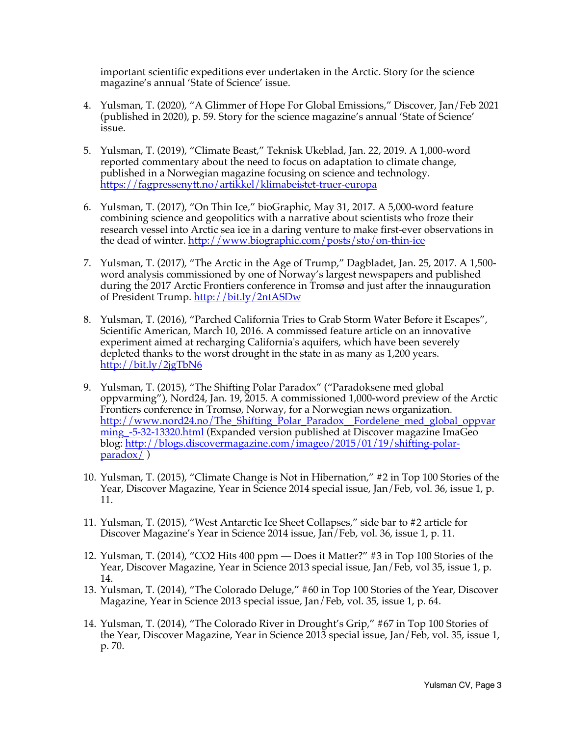important scientific expeditions ever undertaken in the Arctic. Story for the science magazine's annual 'State of Science' issue.

4. Yulsman, T. (2020), "A Glimmer of Hope For Global Emissions," Discover, Jan/Feb 2021 (published in 2020), p. 59. Story for the science magazine's annual 'State of Science' issue.

5. Yulsman, T. (2019), "Climate Beast," Teknisk Ukeblad, Jan. 22, 2019. A 1,000-word reported commentary about the need to focus on adaptation to climate change, published in a Norwegian magazine focusing on science and technology. https://fagpressenytt.no/artikkel/klimabeistet-truer-europa

6. Yulsman, T. (2017), "On Thin Ice," bioGraphic, May 31, 2017. A 5,000-word feature combining science and geopolitics with a narrative about scientists who froze their research vessel into Arctic sea ice in a daring venture to make first-ever observations in the dead of winter. http://www.biographic.com/posts/sto/on-thin-ice

7. Yulsman, T. (2017), "The Arctic in the Age of Trump," Dagbladet, Jan. 25, 2017. A 1,500-word analysis commissioned by one of Norway's largest newspapers and published during the 2017 Arctic Frontiers conference in Tromsø and just after the innauguration of President Trump. http://bit.ly/2ntASDw

8. Yulsman, T. (2016), "Parched California Tries to Grab Storm Water Before it Escapes", Scientific American, March 10, 2016. A commissed feature article on an innovative experiment aimed at recharging California's aquifers, which have been severely depleted thanks to the worst drought in the state in as many as 1,200 years. http://bit.ly/2jgTbN6

9. Yulsman, T. (2015), "The Shifting Polar Paradox" ("Paradoksene med global oppvarming"), Nord24, Jan. 19, 2015. A commissioned 1,000-word preview of the Arctic Frontiers conference in Tromsø, Norway, for a Norwegian news organization. http://www.nord24.no/The_Shifting_Polar_Paradox__Fordelene_med_global_oppvarming_-5-32-13320.html (Expanded version published at Discover magazine ImaGeo blog: http://blogs.discovermagazine.com/imageo/2015/01/19/shifting-polar-paradox/ )

10. Yulsman, T. (2015), "Climate Change is Not in Hibernation," #2 in Top 100 Stories of the Year, Discover Magazine, Year in Science 2014 special issue, Jan/Feb, vol. 36, issue 1, p. 11.

11. Yulsman, T. (2015), "West Antarctic Ice Sheet Collapses," side bar to #2 article for Discover Magazine's Year in Science 2014 issue, Jan/Feb, vol. 36, issue 1, p. 11.

12. Yulsman, T. (2014), "CO2 Hits 400 ppm — Does it Matter?" #3 in Top 100 Stories of the Year, Discover Magazine, Year in Science 2013 special issue, Jan/Feb, vol 35, issue 1, p. 14.

13. Yulsman, T. (2014), "The Colorado Deluge," #60 in Top 100 Stories of the Year, Discover Magazine, Year in Science 2013 special issue, Jan/Feb, vol. 35, issue 1, p. 64.

14. Yulsman, T. (2014), "The Colorado River in Drought's Grip," #67 in Top 100 Stories of the Year, Discover Magazine, Year in Science 2013 special issue, Jan/Feb, vol. 35, issue 1, p. 70.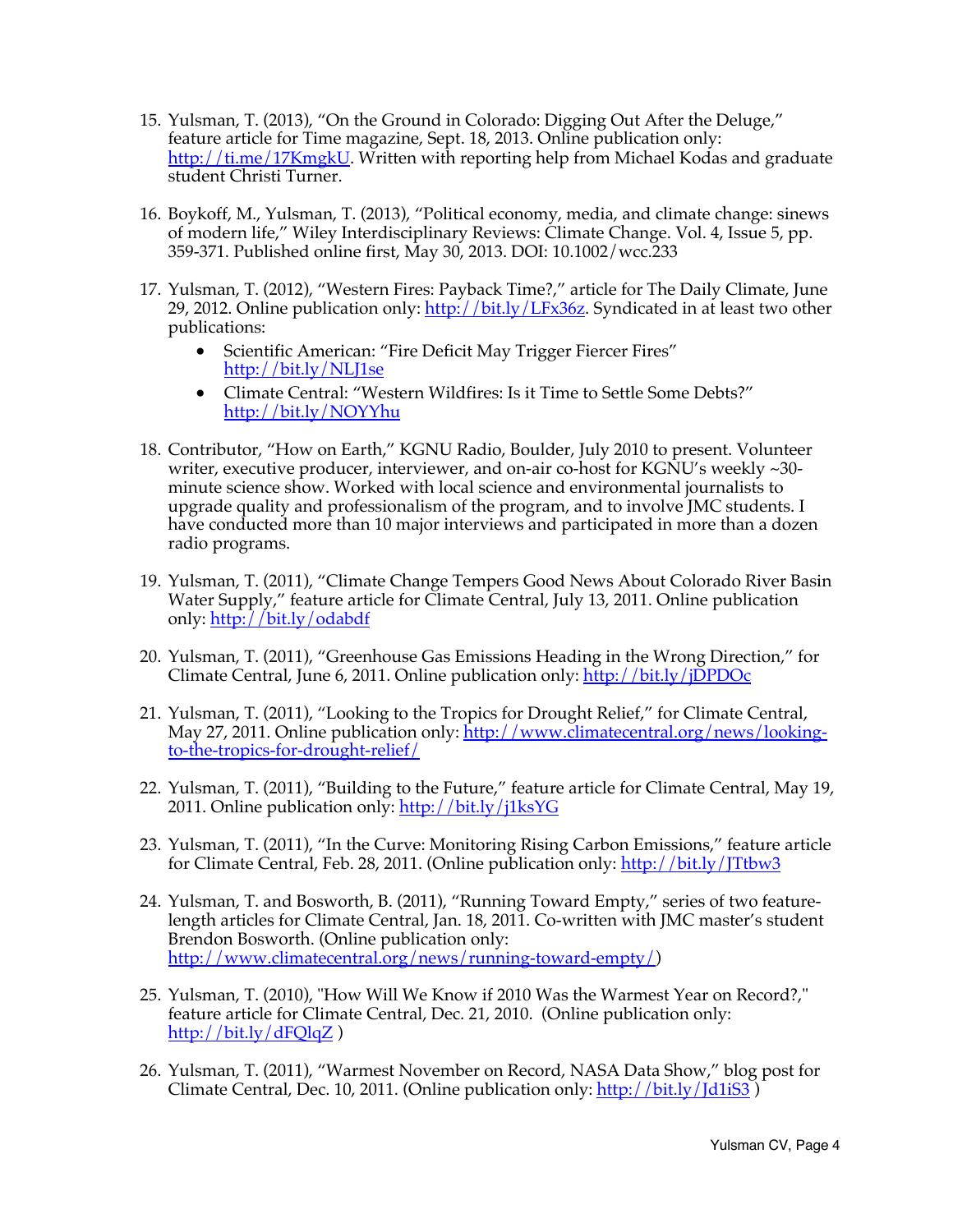15. Yulsman, T. (2013), "On the Ground in Colorado: Digging Out After the Deluge," feature article for Time magazine, Sept. 18, 2013. Online publication only: http://ti.me/17KmgkU. Written with reporting help from Michael Kodas and graduate student Christi Turner.

16. Boykoff, M., Yulsman, T. (2013), "Political economy, media, and climate change: sinews of modern life," Wiley Interdisciplinary Reviews: Climate Change. Vol. 4, Issue 5, pp. 359-371. Published online first, May 30, 2013. DOI: 10.1002/wcc.233

17. Yulsman, T. (2012), "Western Fires: Payback Time?," article for The Daily Climate, June 29, 2012. Online publication only: http://bit.ly/LFx36z. Syndicated in at least two other publications:
    - Scientific American: "Fire Deficit May Trigger Fiercer Fires" http://bit.ly/NLJ1se
    - Climate Central: "Western Wildfires: Is it Time to Settle Some Debts?" http://bit.ly/NOYYhu

18. Contributor, "How on Earth," KGNU Radio, Boulder, July 2010 to present. Volunteer writer, executive producer, interviewer, and on-air co-host for KGNU's weekly ~30-minute science show. Worked with local science and environmental journalists to upgrade quality and professionalism of the program, and to involve JMC students. I have conducted more than 10 major interviews and participated in more than a dozen radio programs.

19. Yulsman, T. (2011), "Climate Change Tempers Good News About Colorado River Basin Water Supply," feature article for Climate Central, July 13, 2011. Online publication only: http://bit.ly/odabdf

20. Yulsman, T. (2011), "Greenhouse Gas Emissions Heading in the Wrong Direction," for Climate Central, June 6, 2011. Online publication only: http://bit.ly/jDPDOc

21. Yulsman, T. (2011), "Looking to the Tropics for Drought Relief," for Climate Central, May 27, 2011. Online publication only: http://www.climatecentral.org/news/looking-to-the-tropics-for-drought-relief/

22. Yulsman, T. (2011), "Building to the Future," feature article for Climate Central, May 19, 2011. Online publication only: http://bit.ly/j1ksYG

23. Yulsman, T. (2011), "In the Curve: Monitoring Rising Carbon Emissions," feature article for Climate Central, Feb. 28, 2011. (Online publication only: http://bit.ly/JTtbw3

24. Yulsman, T. and Bosworth, B. (2011), "Running Toward Empty," series of two feature-length articles for Climate Central, Jan. 18, 2011. Co-written with JMC master's student Brendon Bosworth. (Online publication only: http://www.climatecentral.org/news/running-toward-empty/)

25. Yulsman, T. (2010), "How Will We Know if 2010 Was the Warmest Year on Record?," feature article for Climate Central, Dec. 21, 2010. (Online publication only: http://bit.ly/dFQlqZ )

26. Yulsman, T. (2011), "Warmest November on Record, NASA Data Show," blog post for Climate Central, Dec. 10, 2011. (Online publication only: http://bit.ly/Jd1iS3 )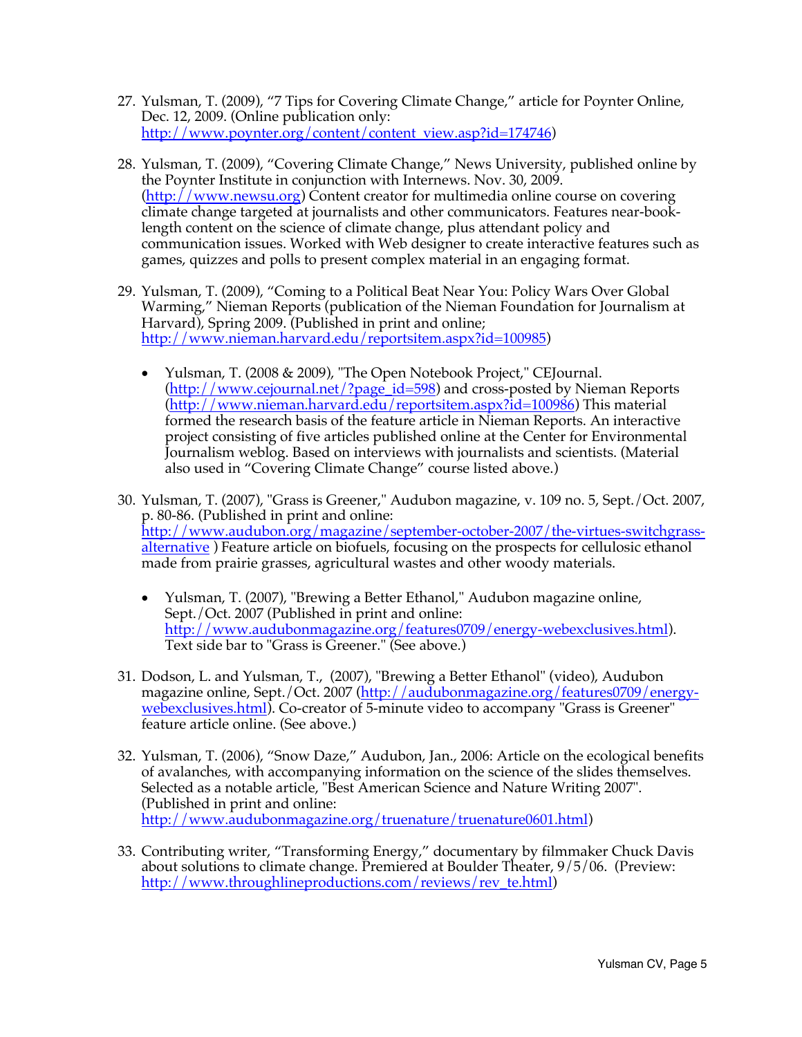27. Yulsman, T. (2009), “7 Tips for Covering Climate Change,” article for Poynter Online, Dec. 12, 2009. (Online publication only: http://www.poynter.org/content/content_view.asp?id=174746)

28. Yulsman, T. (2009), “Covering Climate Change,” News University, published online by the Poynter Institute in conjunction with Internews. Nov. 30, 2009. (http://www.newsu.org) Content creator for multimedia online course on covering climate change targeted at journalists and other communicators. Features near-book-length content on the science of climate change, plus attendant policy and communication issues. Worked with Web designer to create interactive features such as games, quizzes and polls to present complex material in an engaging format.

29. Yulsman, T. (2009), “Coming to a Political Beat Near You: Policy Wars Over Global Warming,” Nieman Reports (publication of the Nieman Foundation for Journalism at Harvard), Spring 2009. (Published in print and online; http://www.nieman.harvard.edu/reportsitem.aspx?id=100985)

    - Yulsman, T. (2008 & 2009), "The Open Notebook Project," CEJournal. (http://www.cejournal.net/?page_id=598) and cross-posted by Nieman Reports (http://www.nieman.harvard.edu/reportsitem.aspx?id=100986) This material formed the research basis of the feature article in Nieman Reports. An interactive project consisting of five articles published online at the Center for Environmental Journalism weblog. Based on interviews with journalists and scientists. (Material also used in “Covering Climate Change” course listed above.)

30. Yulsman, T. (2007), "Grass is Greener," Audubon magazine, v. 109 no. 5, Sept./Oct. 2007, p. 80-86. (Published in print and online: http://www.audubon.org/magazine/september-october-2007/the-virtues-switchgrass-alternative ) Feature article on biofuels, focusing on the prospects for cellulosic ethanol made from prairie grasses, agricultural wastes and other woody materials.

    - Yulsman, T. (2007), "Brewing a Better Ethanol," Audubon magazine online, Sept./Oct. 2007 (Published in print and online: http://www.audubonmagazine.org/features0709/energy-webexclusives.html). Text side bar to "Grass is Greener." (See above.)

31. Dodson, L. and Yulsman, T., (2007), "Brewing a Better Ethanol" (video), Audubon magazine online, Sept./Oct. 2007 (http://audubonmagazine.org/features0709/energy-webexclusives.html). Co-creator of 5-minute video to accompany "Grass is Greener" feature article online. (See above.)

32. Yulsman, T. (2006), “Snow Daze,” Audubon, Jan., 2006: Article on the ecological benefits of avalanches, with accompanying information on the science of the slides themselves. Selected as a notable article, "Best American Science and Nature Writing 2007". (Published in print and online: http://www.audubonmagazine.org/truenature/truenature0601.html)

33. Contributing writer, “Transforming Energy,” documentary by filmmaker Chuck Davis about solutions to climate change. Premiered at Boulder Theater, 9/5/06. (Preview: http://www.throughlineproductions.com/reviews/rev_te.html)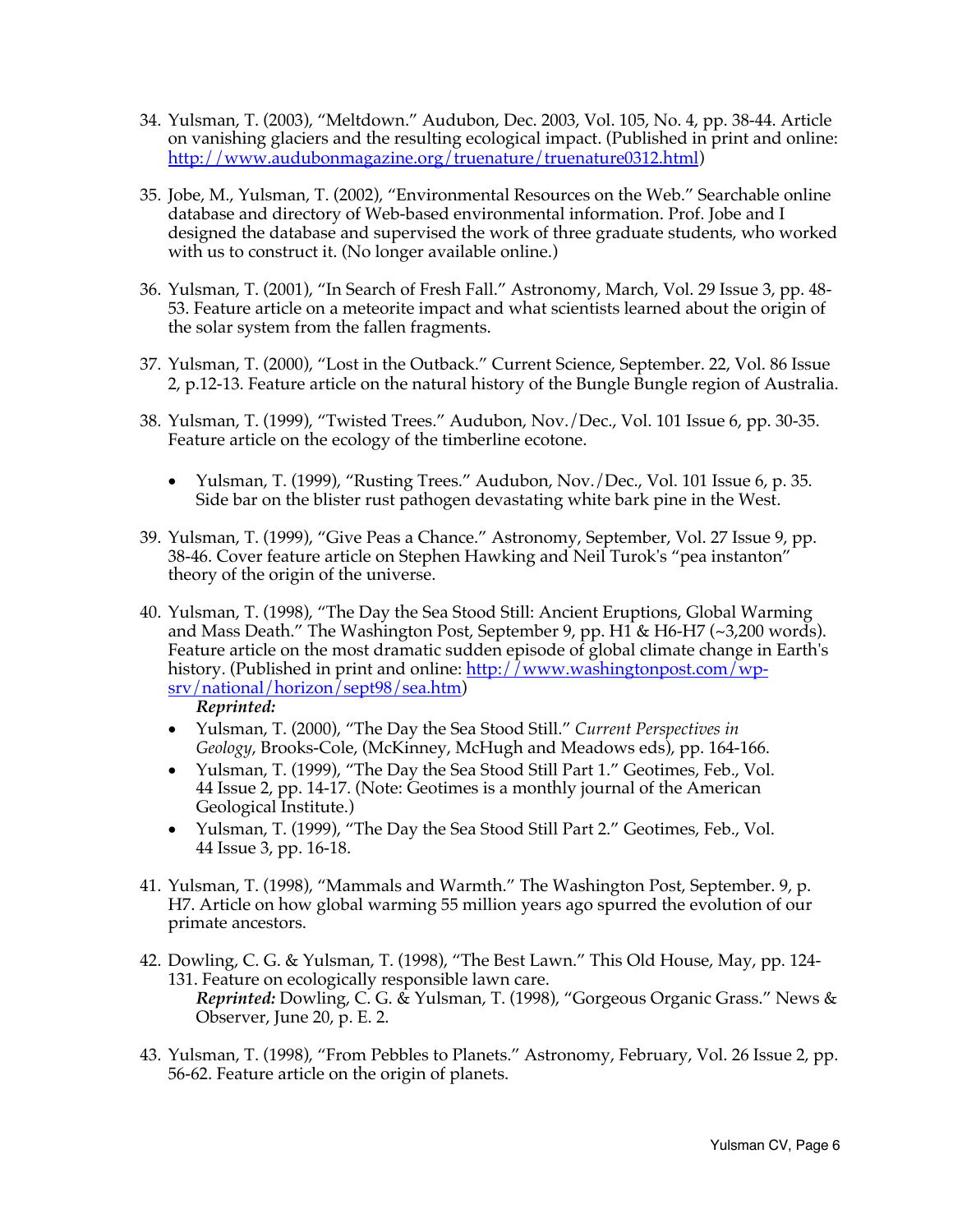34. Yulsman, T. (2003), "Meltdown." Audubon, Dec. 2003, Vol. 105, No. 4, pp. 38-44. Article on vanishing glaciers and the resulting ecological impact. (Published in print and online: http://www.audubonmagazine.org/truenature/truenature0312.html)

35. Jobe, M., Yulsman, T. (2002), "Environmental Resources on the Web." Searchable online database and directory of Web-based environmental information. Prof. Jobe and I designed the database and supervised the work of three graduate students, who worked with us to construct it. (No longer available online.)

36. Yulsman, T. (2001), "In Search of Fresh Fall." Astronomy, March, Vol. 29 Issue 3, pp. 48-53. Feature article on a meteorite impact and what scientists learned about the origin of the solar system from the fallen fragments.

37. Yulsman, T. (2000), "Lost in the Outback." Current Science, September. 22, Vol. 86 Issue 2, p.12-13. Feature article on the natural history of the Bungle Bungle region of Australia.

38. Yulsman, T. (1999), "Twisted Trees." Audubon, Nov./Dec., Vol. 101 Issue 6, pp. 30-35. Feature article on the ecology of the timberline ecotone.

    - Yulsman, T. (1999), "Rusting Trees." Audubon, Nov./Dec., Vol. 101 Issue 6, p. 35. Side bar on the blister rust pathogen devastating white bark pine in the West.

39. Yulsman, T. (1999), "Give Peas a Chance." Astronomy, September, Vol. 27 Issue 9, pp. 38-46. Cover feature article on Stephen Hawking and Neil Turok's "pea instanton" theory of the origin of the universe.

40. Yulsman, T. (1998), "The Day the Sea Stood Still: Ancient Eruptions, Global Warming and Mass Death." The Washington Post, September 9, pp. H1 & H6-H7 (~3,200 words). Feature article on the most dramatic sudden episode of global climate change in Earth's history. (Published in print and online: http://www.washingtonpost.com/wp-srv/national/horizon/sept98/sea.htm)

    ***Reprinted:***
    - Yulsman, T. (2000), "The Day the Sea Stood Still." *Current Perspectives in Geology*, Brooks-Cole, (McKinney, McHugh and Meadows eds), pp. 164-166.
    - Yulsman, T. (1999), "The Day the Sea Stood Still Part 1." Geotimes, Feb., Vol. 44 Issue 2, pp. 14-17. (Note: Geotimes is a monthly journal of the American Geological Institute.)
    - Yulsman, T. (1999), "The Day the Sea Stood Still Part 2." Geotimes, Feb., Vol. 44 Issue 3, pp. 16-18.

41. Yulsman, T. (1998), "Mammals and Warmth." The Washington Post, September. 9, p. H7. Article on how global warming 55 million years ago spurred the evolution of our primate ancestors.

42. Dowling, C. G. & Yulsman, T. (1998), "The Best Lawn." This Old House, May, pp. 124-131. Feature on ecologically responsible lawn care.

    ***Reprinted:*** Dowling, C. G. & Yulsman, T. (1998), "Gorgeous Organic Grass." News & Observer, June 20, p. E. 2.

43. Yulsman, T. (1998), "From Pebbles to Planets." Astronomy, February, Vol. 26 Issue 2, pp. 56-62. Feature article on the origin of planets.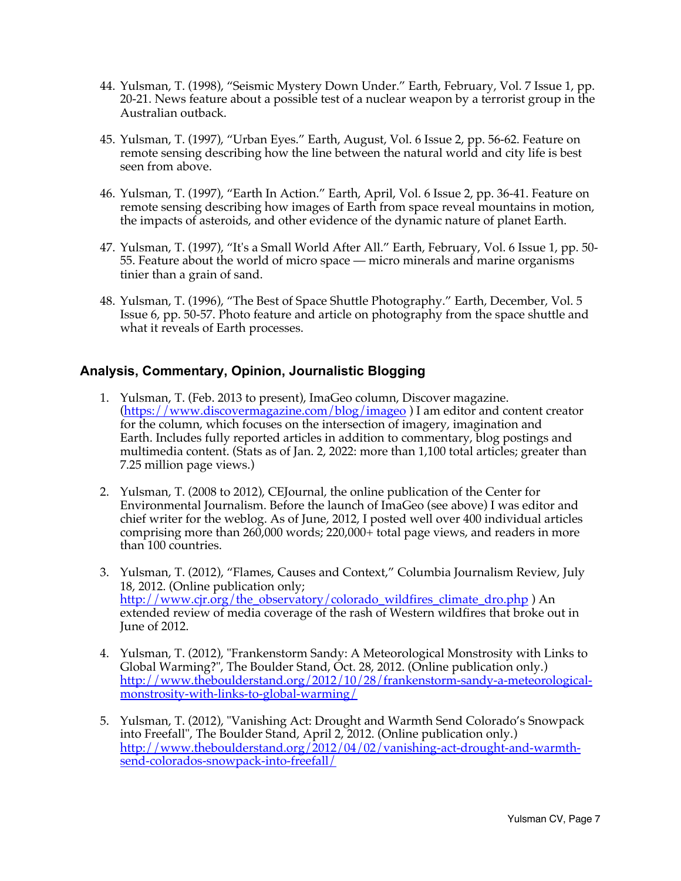44. Yulsman, T. (1998), "Seismic Mystery Down Under." Earth, February, Vol. 7 Issue 1, pp. 20-21. News feature about a possible test of a nuclear weapon by a terrorist group in the Australian outback.

45. Yulsman, T. (1997), "Urban Eyes." Earth, August, Vol. 6 Issue 2, pp. 56-62. Feature on remote sensing describing how the line between the natural world and city life is best seen from above.

46. Yulsman, T. (1997), "Earth In Action." Earth, April, Vol. 6 Issue 2, pp. 36-41. Feature on remote sensing describing how images of Earth from space reveal mountains in motion, the impacts of asteroids, and other evidence of the dynamic nature of planet Earth.

47. Yulsman, T. (1997), "It's a Small World After All." Earth, February, Vol. 6 Issue 1, pp. 50-55. Feature about the world of micro space — micro minerals and marine organisms tinier than a grain of sand.

48. Yulsman, T. (1996), "The Best of Space Shuttle Photography." Earth, December, Vol. 5 Issue 6, pp. 50-57. Photo feature and article on photography from the space shuttle and what it reveals of Earth processes.

## Analysis, Commentary, Opinion, Journalistic Blogging

1. Yulsman, T. (Feb. 2013 to present), ImaGeo column, Discover magazine. (https://www.discovermagazine.com/blog/imageo ) I am editor and content creator for the column, which focuses on the intersection of imagery, imagination and Earth. Includes fully reported articles in addition to commentary, blog postings and multimedia content. (Stats as of Jan. 2, 2022: more than 1,100 total articles; greater than 7.25 million page views.)

2. Yulsman, T. (2008 to 2012), CEJournal, the online publication of the Center for Environmental Journalism. Before the launch of ImaGeo (see above) I was editor and chief writer for the weblog. As of June, 2012, I posted well over 400 individual articles comprising more than 260,000 words; 220,000+ total page views, and readers in more than 100 countries.

3. Yulsman, T. (2012), "Flames, Causes and Context," Columbia Journalism Review, July 18, 2012. (Online publication only; http://www.cjr.org/the_observatory/colorado_wildfires_climate_dro.php ) An extended review of media coverage of the rash of Western wildfires that broke out in June of 2012.

4. Yulsman, T. (2012), "Frankenstorm Sandy: A Meteorological Monstrosity with Links to Global Warming?", The Boulder Stand, Oct. 28, 2012. (Online publication only.) http://www.theboulderstand.org/2012/10/28/frankenstorm-sandy-a-meteorological-monstrosity-with-links-to-global-warming/

5. Yulsman, T. (2012), "Vanishing Act: Drought and Warmth Send Colorado's Snowpack into Freefall", The Boulder Stand, April 2, 2012. (Online publication only.) http://www.theboulderstand.org/2012/04/02/vanishing-act-drought-and-warmth-send-colorados-snowpack-into-freefall/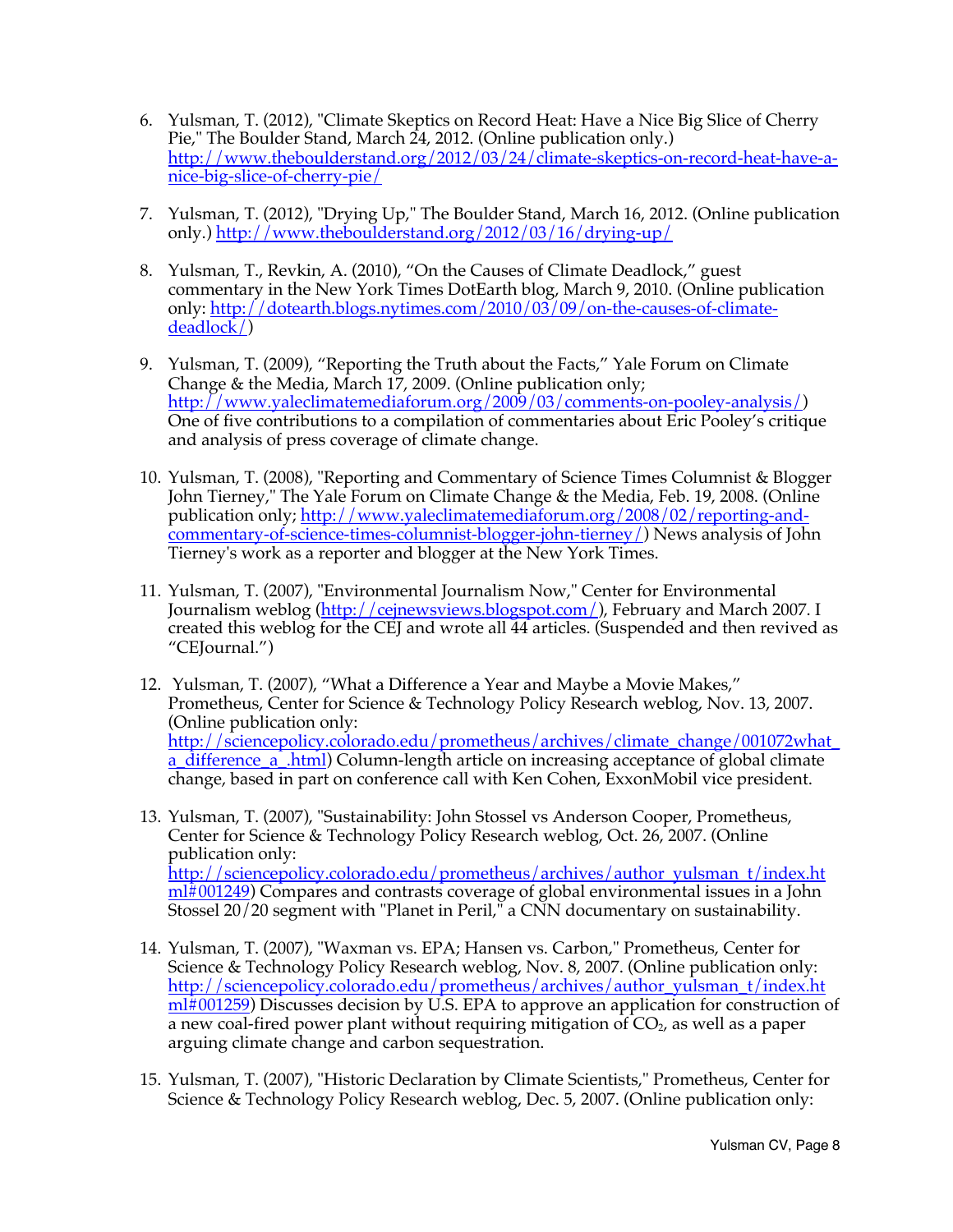6. Yulsman, T. (2012), "Climate Skeptics on Record Heat: Have a Nice Big Slice of Cherry Pie," The Boulder Stand, March 24, 2012. (Online publication only.) http://www.theboulderstand.org/2012/03/24/climate-skeptics-on-record-heat-have-a-nice-big-slice-of-cherry-pie/

7. Yulsman, T. (2012), "Drying Up," The Boulder Stand, March 16, 2012. (Online publication only.) http://www.theboulderstand.org/2012/03/16/drying-up/

8. Yulsman, T., Revkin, A. (2010), "On the Causes of Climate Deadlock," guest commentary in the New York Times DotEarth blog, March 9, 2010. (Online publication only: http://dotearth.blogs.nytimes.com/2010/03/09/on-the-causes-of-climate-deadlock/)

9. Yulsman, T. (2009), "Reporting the Truth about the Facts," Yale Forum on Climate Change & the Media, March 17, 2009. (Online publication only; http://www.yaleclimatemediaforum.org/2009/03/comments-on-pooley-analysis/) One of five contributions to a compilation of commentaries about Eric Pooley's critique and analysis of press coverage of climate change.

10. Yulsman, T. (2008), "Reporting and Commentary of Science Times Columnist & Blogger John Tierney," The Yale Forum on Climate Change & the Media, Feb. 19, 2008. (Online publication only; http://www.yaleclimatemediaforum.org/2008/02/reporting-and-commentary-of-science-times-columnist-blogger-john-tierney/) News analysis of John Tierney's work as a reporter and blogger at the New York Times.

11. Yulsman, T. (2007), "Environmental Journalism Now," Center for Environmental Journalism weblog (http://cejnewsviews.blogspot.com/), February and March 2007. I created this weblog for the CEJ and wrote all 44 articles. (Suspended and then revived as "CEJournal.")

12. Yulsman, T. (2007), "What a Difference a Year and Maybe a Movie Makes," Prometheus, Center for Science & Technology Policy Research weblog, Nov. 13, 2007. (Online publication only: http://sciencepolicy.colorado.edu/prometheus/archives/climate_change/001072what_a_difference_a_.html) Column-length article on increasing acceptance of global climate change, based in part on conference call with Ken Cohen, ExxonMobil vice president.

13. Yulsman, T. (2007), "Sustainability: John Stossel vs Anderson Cooper, Prometheus, Center for Science & Technology Policy Research weblog, Oct. 26, 2007. (Online publication only: http://sciencepolicy.colorado.edu/prometheus/archives/author_yulsman_t/index.html#001249) Compares and contrasts coverage of global environmental issues in a John Stossel 20/20 segment with "Planet in Peril," a CNN documentary on sustainability.

14. Yulsman, T. (2007), "Waxman vs. EPA; Hansen vs. Carbon," Prometheus, Center for Science & Technology Policy Research weblog, Nov. 8, 2007. (Online publication only: http://sciencepolicy.colorado.edu/prometheus/archives/author_yulsman_t/index.html#001259) Discusses decision by U.S. EPA to approve an application for construction of a new coal-fired power plant without requiring mitigation of $CO_2$, as well as a paper arguing climate change and carbon sequestration.

15. Yulsman, T. (2007), "Historic Declaration by Climate Scientists," Prometheus, Center for Science & Technology Policy Research weblog, Dec. 5, 2007. (Online publication only: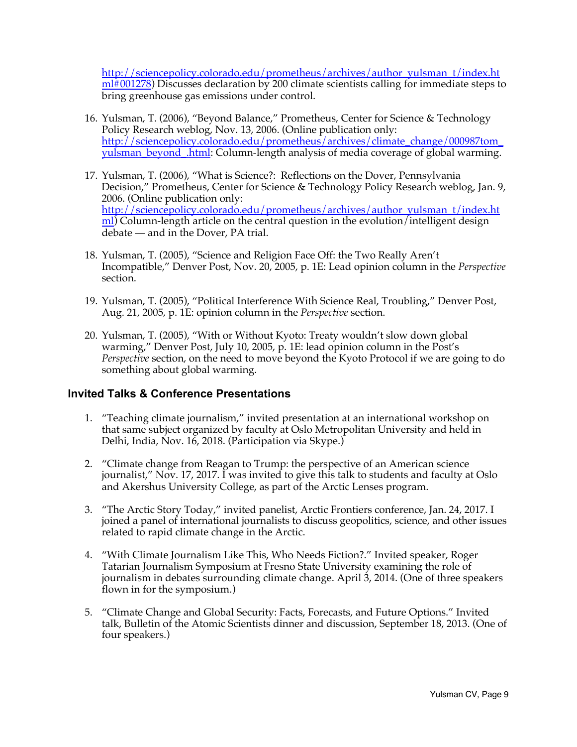http://sciencepolicy.colorado.edu/prometheus/archives/author_yulsman_t/index.html#001278) Discusses declaration by 200 climate scientists calling for immediate steps to bring greenhouse gas emissions under control.

16. Yulsman, T. (2006), "Beyond Balance," Prometheus, Center for Science & Technology Policy Research weblog, Nov. 13, 2006. (Online publication only: http://sciencepolicy.colorado.edu/prometheus/archives/climate_change/000987tom_yulsman_beyond_.html: Column-length analysis of media coverage of global warming.

17. Yulsman, T. (2006), "What is Science?: Reflections on the Dover, Pennsylvania Decision," Prometheus, Center for Science & Technology Policy Research weblog, Jan. 9, 2006. (Online publication only: http://sciencepolicy.colorado.edu/prometheus/archives/author_yulsman_t/index.html) Column-length article on the central question in the evolution/intelligent design debate — and in the Dover, PA trial.

18. Yulsman, T. (2005), "Science and Religion Face Off: the Two Really Aren't Incompatible," Denver Post, Nov. 20, 2005, p. 1E: Lead opinion column in the *Perspective* section.

19. Yulsman, T. (2005), "Political Interference With Science Real, Troubling," Denver Post, Aug. 21, 2005, p. 1E: opinion column in the *Perspective* section.

20. Yulsman, T. (2005), "With or Without Kyoto: Treaty wouldn't slow down global warming," Denver Post, July 10, 2005, p. 1E: lead opinion column in the Post's *Perspective* section, on the need to move beyond the Kyoto Protocol if we are going to do something about global warming.

## Invited Talks & Conference Presentations

1. "Teaching climate journalism," invited presentation at an international workshop on that same subject organized by faculty at Oslo Metropolitan University and held in Delhi, India, Nov. 16, 2018. (Participation via Skype.)

2. "Climate change from Reagan to Trump: the perspective of an American science journalist," Nov. 17, 2017. I was invited to give this talk to students and faculty at Oslo and Akershus University College, as part of the Arctic Lenses program.

3. "The Arctic Story Today," invited panelist, Arctic Frontiers conference, Jan. 24, 2017. I joined a panel of international journalists to discuss geopolitics, science, and other issues related to rapid climate change in the Arctic.

4. "With Climate Journalism Like This, Who Needs Fiction?." Invited speaker, Roger Tatarian Journalism Symposium at Fresno State University examining the role of journalism in debates surrounding climate change. April 3, 2014. (One of three speakers flown in for the symposium.)

5. "Climate Change and Global Security: Facts, Forecasts, and Future Options." Invited talk, Bulletin of the Atomic Scientists dinner and discussion, September 18, 2013. (One of four speakers.)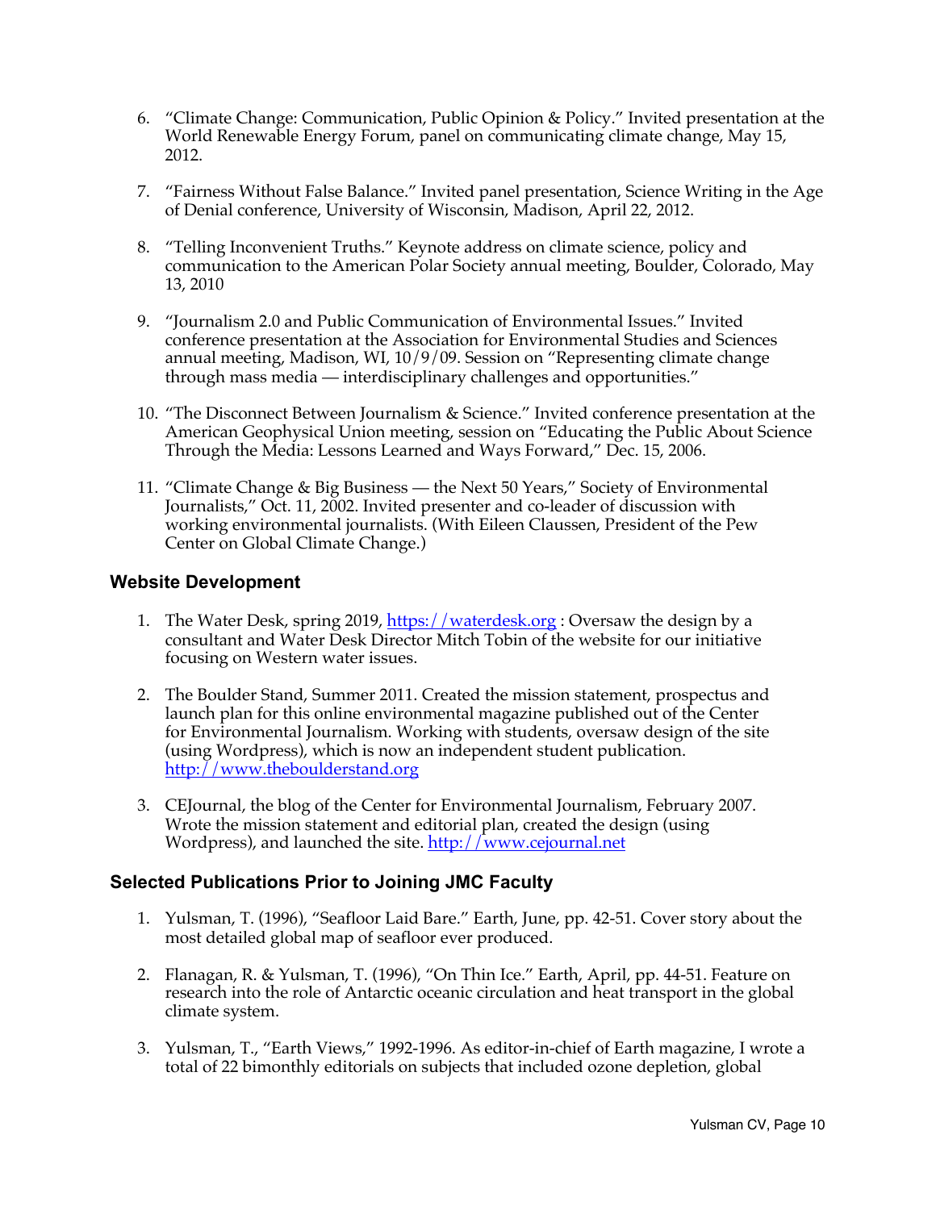6. "Climate Change: Communication, Public Opinion & Policy." Invited presentation at the World Renewable Energy Forum, panel on communicating climate change, May 15, 2012.

7. "Fairness Without False Balance." Invited panel presentation, Science Writing in the Age of Denial conference, University of Wisconsin, Madison, April 22, 2012.

8. "Telling Inconvenient Truths." Keynote address on climate science, policy and communication to the American Polar Society annual meeting, Boulder, Colorado, May 13, 2010

9. "Journalism 2.0 and Public Communication of Environmental Issues." Invited conference presentation at the Association for Environmental Studies and Sciences annual meeting, Madison, WI, 10/9/09. Session on "Representing climate change through mass media — interdisciplinary challenges and opportunities."

10. "The Disconnect Between Journalism & Science." Invited conference presentation at the American Geophysical Union meeting, session on "Educating the Public About Science Through the Media: Lessons Learned and Ways Forward," Dec. 15, 2006.

11. "Climate Change & Big Business — the Next 50 Years," Society of Environmental Journalists," Oct. 11, 2002. Invited presenter and co-leader of discussion with working environmental journalists. (With Eileen Claussen, President of the Pew Center on Global Climate Change.)

### Website Development

1. The Water Desk, spring 2019, https://waterdesk.org : Oversaw the design by a consultant and Water Desk Director Mitch Tobin of the website for our initiative focusing on Western water issues.

2. The Boulder Stand, Summer 2011. Created the mission statement, prospectus and launch plan for this online environmental magazine published out of the Center for Environmental Journalism. Working with students, oversaw design of the site (using Wordpress), which is now an independent student publication. http://www.theboulderstand.org

3. CEJournal, the blog of the Center for Environmental Journalism, February 2007. Wrote the mission statement and editorial plan, created the design (using Wordpress), and launched the site. http://www.cejournal.net

### Selected Publications Prior to Joining JMC Faculty

1. Yulsman, T. (1996), "Seafloor Laid Bare." Earth, June, pp. 42-51. Cover story about the most detailed global map of seafloor ever produced.

2. Flanagan, R. & Yulsman, T. (1996), "On Thin Ice." Earth, April, pp. 44-51. Feature on research into the role of Antarctic oceanic circulation and heat transport in the global climate system.

3. Yulsman, T., "Earth Views," 1992-1996. As editor-in-chief of Earth magazine, I wrote a total of 22 bimonthly editorials on subjects that included ozone depletion, global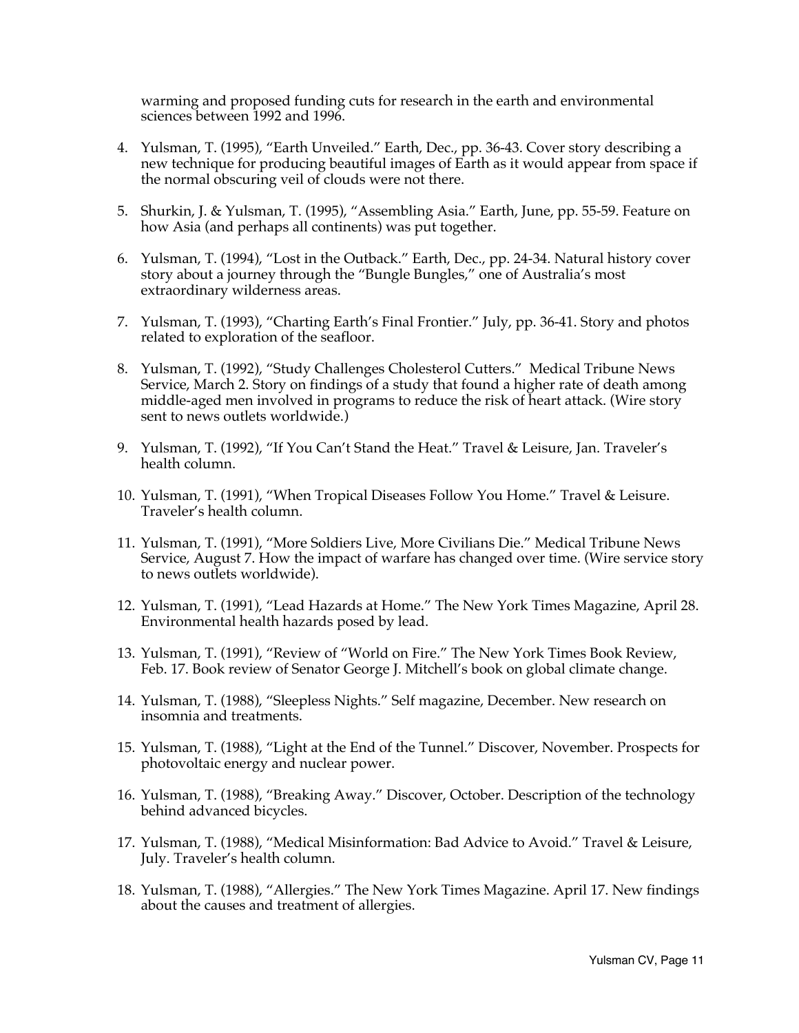warming and proposed funding cuts for research in the earth and environmental sciences between 1992 and 1996.

4. Yulsman, T. (1995), "Earth Unveiled." Earth, Dec., pp. 36-43. Cover story describing a new technique for producing beautiful images of Earth as it would appear from space if the normal obscuring veil of clouds were not there.

5. Shurkin, J. & Yulsman, T. (1995), "Assembling Asia." Earth, June, pp. 55-59. Feature on how Asia (and perhaps all continents) was put together.

6. Yulsman, T. (1994), "Lost in the Outback." Earth, Dec., pp. 24-34. Natural history cover story about a journey through the "Bungle Bungles," one of Australia's most extraordinary wilderness areas.

7. Yulsman, T. (1993), "Charting Earth's Final Frontier." July, pp. 36-41. Story and photos related to exploration of the seafloor.

8. Yulsman, T. (1992), "Study Challenges Cholesterol Cutters." Medical Tribune News Service, March 2. Story on findings of a study that found a higher rate of death among middle-aged men involved in programs to reduce the risk of heart attack. (Wire story sent to news outlets worldwide.)

9. Yulsman, T. (1992), "If You Can't Stand the Heat." Travel & Leisure, Jan. Traveler's health column.

10. Yulsman, T. (1991), "When Tropical Diseases Follow You Home." Travel & Leisure. Traveler's health column.

11. Yulsman, T. (1991), "More Soldiers Live, More Civilians Die." Medical Tribune News Service, August 7. How the impact of warfare has changed over time. (Wire service story to news outlets worldwide).

12. Yulsman, T. (1991), "Lead Hazards at Home." The New York Times Magazine, April 28. Environmental health hazards posed by lead.

13. Yulsman, T. (1991), "Review of "World on Fire." The New York Times Book Review, Feb. 17. Book review of Senator George J. Mitchell's book on global climate change.

14. Yulsman, T. (1988), "Sleepless Nights." Self magazine, December. New research on insomnia and treatments.

15. Yulsman, T. (1988), "Light at the End of the Tunnel." Discover, November. Prospects for photovoltaic energy and nuclear power.

16. Yulsman, T. (1988), "Breaking Away." Discover, October. Description of the technology behind advanced bicycles.

17. Yulsman, T. (1988), "Medical Misinformation: Bad Advice to Avoid." Travel & Leisure, July. Traveler's health column.

18. Yulsman, T. (1988), "Allergies." The New York Times Magazine. April 17. New findings about the causes and treatment of allergies.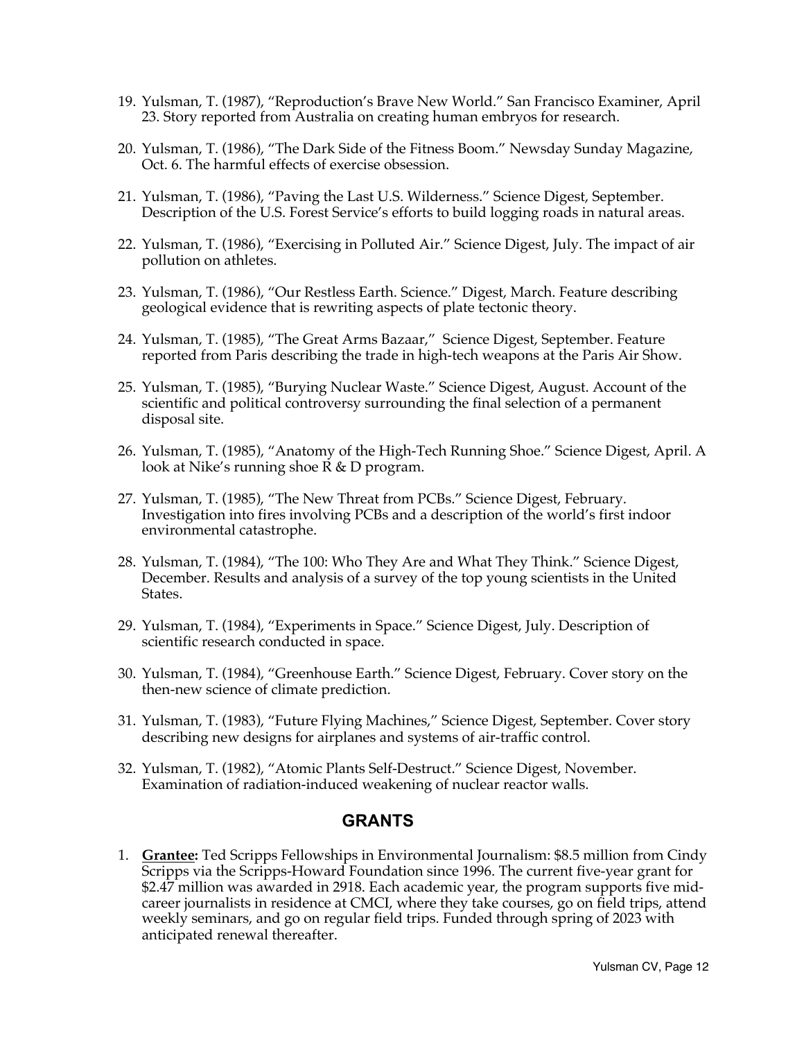19. Yulsman, T. (1987), "Reproduction's Brave New World." San Francisco Examiner, April 23. Story reported from Australia on creating human embryos for research.

20. Yulsman, T. (1986), "The Dark Side of the Fitness Boom." Newsday Sunday Magazine, Oct. 6. The harmful effects of exercise obsession.

21. Yulsman, T. (1986), "Paving the Last U.S. Wilderness." Science Digest, September. Description of the U.S. Forest Service's efforts to build logging roads in natural areas.

22. Yulsman, T. (1986), "Exercising in Polluted Air." Science Digest, July. The impact of air pollution on athletes.

23. Yulsman, T. (1986), "Our Restless Earth. Science." Digest, March. Feature describing geological evidence that is rewriting aspects of plate tectonic theory.

24. Yulsman, T. (1985), "The Great Arms Bazaar," Science Digest, September. Feature reported from Paris describing the trade in high-tech weapons at the Paris Air Show.

25. Yulsman, T. (1985), "Burying Nuclear Waste." Science Digest, August. Account of the scientific and political controversy surrounding the final selection of a permanent disposal site.

26. Yulsman, T. (1985), "Anatomy of the High-Tech Running Shoe." Science Digest, April. A look at Nike's running shoe R & D program.

27. Yulsman, T. (1985), "The New Threat from PCBs." Science Digest, February. Investigation into fires involving PCBs and a description of the world's first indoor environmental catastrophe.

28. Yulsman, T. (1984), "The 100: Who They Are and What They Think." Science Digest, December. Results and analysis of a survey of the top young scientists in the United States.

29. Yulsman, T. (1984), "Experiments in Space." Science Digest, July. Description of scientific research conducted in space.

30. Yulsman, T. (1984), "Greenhouse Earth." Science Digest, February. Cover story on the then-new science of climate prediction.

31. Yulsman, T. (1983), "Future Flying Machines," Science Digest, September. Cover story describing new designs for airplanes and systems of air-traffic control.

32. Yulsman, T. (1982), "Atomic Plants Self-Destruct." Science Digest, November. Examination of radiation-induced weakening of nuclear reactor walls.

## GRANTS

1. **Grantee:** Ted Scripps Fellowships in Environmental Journalism: $8.5 million from Cindy Scripps via the Scripps-Howard Foundation since 1996. The current five-year grant for $2.47 million was awarded in 2918. Each academic year, the program supports five mid-career journalists in residence at CMCI, where they take courses, go on field trips, attend weekly seminars, and go on regular field trips. Funded through spring of 2023 with anticipated renewal thereafter.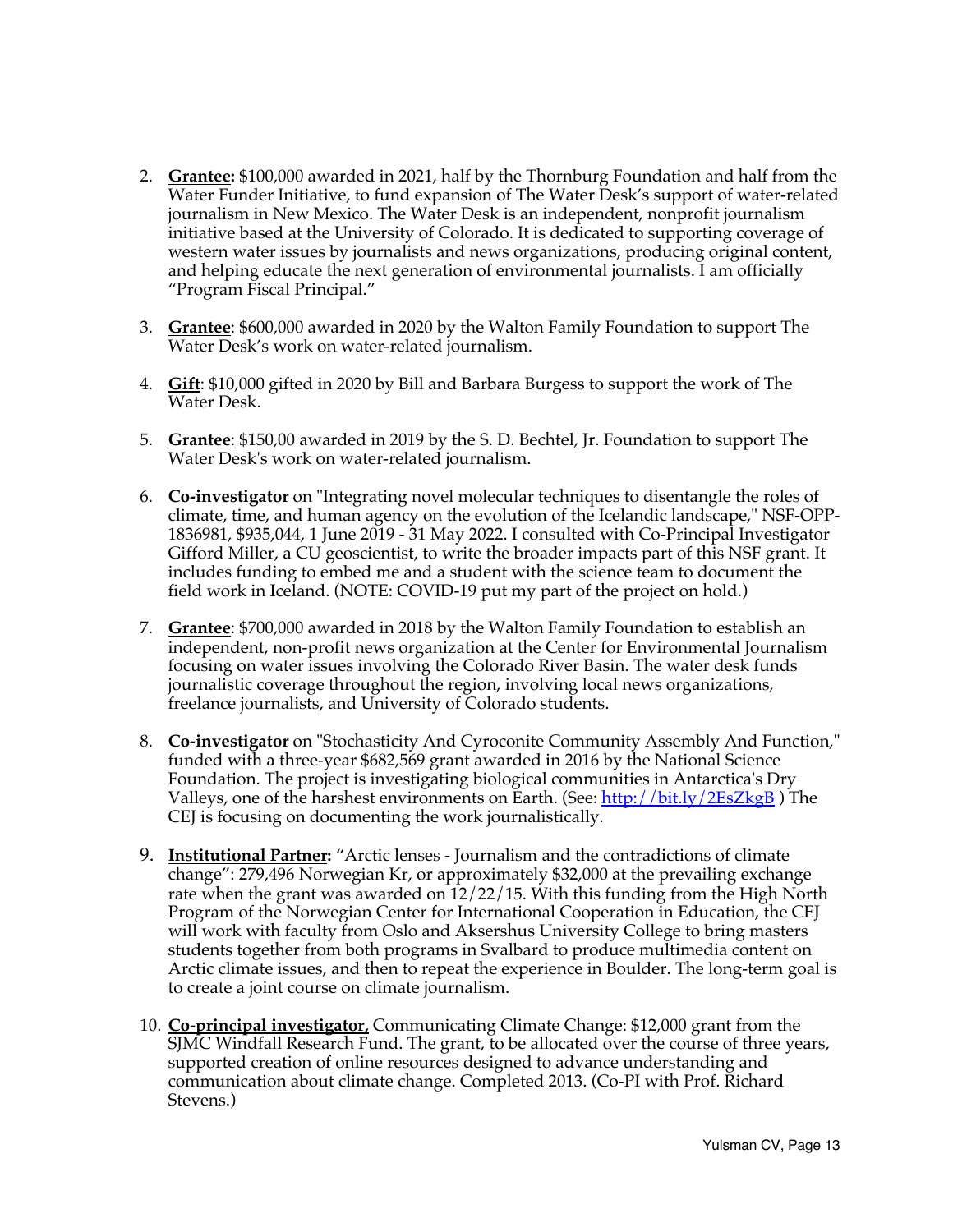2. **Grantee:** $100,000 awarded in 2021, half by the Thornburg Foundation and half from the Water Funder Initiative, to fund expansion of The Water Desk's support of water-related journalism in New Mexico. The Water Desk is an independent, nonprofit journalism initiative based at the University of Colorado. It is dedicated to supporting coverage of western water issues by journalists and news organizations, producing original content, and helping educate the next generation of environmental journalists. I am officially "Program Fiscal Principal."

3. **Grantee**: $600,000 awarded in 2020 by the Walton Family Foundation to support The Water Desk's work on water-related journalism.

4. **Gift**: $10,000 gifted in 2020 by Bill and Barbara Burgess to support the work of The Water Desk.

5. **Grantee**: $150,00 awarded in 2019 by the S. D. Bechtel, Jr. Foundation to support The Water Desk's work on water-related journalism.

6. **Co-investigator** on "Integrating novel molecular techniques to disentangle the roles of climate, time, and human agency on the evolution of the Icelandic landscape," NSF-OPP-1836981, $935,044, 1 June 2019 - 31 May 2022. I consulted with Co-Principal Investigator Gifford Miller, a CU geoscientist, to write the broader impacts part of this NSF grant. It includes funding to embed me and a student with the science team to document the field work in Iceland. (NOTE: COVID-19 put my part of the project on hold.)

7. **Grantee**: $700,000 awarded in 2018 by the Walton Family Foundation to establish an independent, non-profit news organization at the Center for Environmental Journalism focusing on water issues involving the Colorado River Basin. The water desk funds journalistic coverage throughout the region, involving local news organizations, freelance journalists, and University of Colorado students.

8. **Co-investigator** on "Stochasticity And Cyroconite Community Assembly And Function," funded with a three-year $682,569 grant awarded in 2016 by the National Science Foundation. The project is investigating biological communities in Antarctica's Dry Valleys, one of the harshest environments on Earth. (See: http://bit.ly/2EsZkgB ) The CEJ is focusing on documenting the work journalistically.

9. **Institutional Partner:** "Arctic lenses - Journalism and the contradictions of climate change": 279,496 Norwegian Kr, or approximately $32,000 at the prevailing exchange rate when the grant was awarded on 12/22/15. With this funding from the High North Program of the Norwegian Center for International Cooperation in Education, the CEJ will work with faculty from Oslo and Aksershus University College to bring masters students together from both programs in Svalbard to produce multimedia content on Arctic climate issues, and then to repeat the experience in Boulder. The long-term goal is to create a joint course on climate journalism.

10. **Co-principal investigator,** Communicating Climate Change: $12,000 grant from the SJMC Windfall Research Fund. The grant, to be allocated over the course of three years, supported creation of online resources designed to advance understanding and communication about climate change. Completed 2013. (Co-PI with Prof. Richard Stevens.)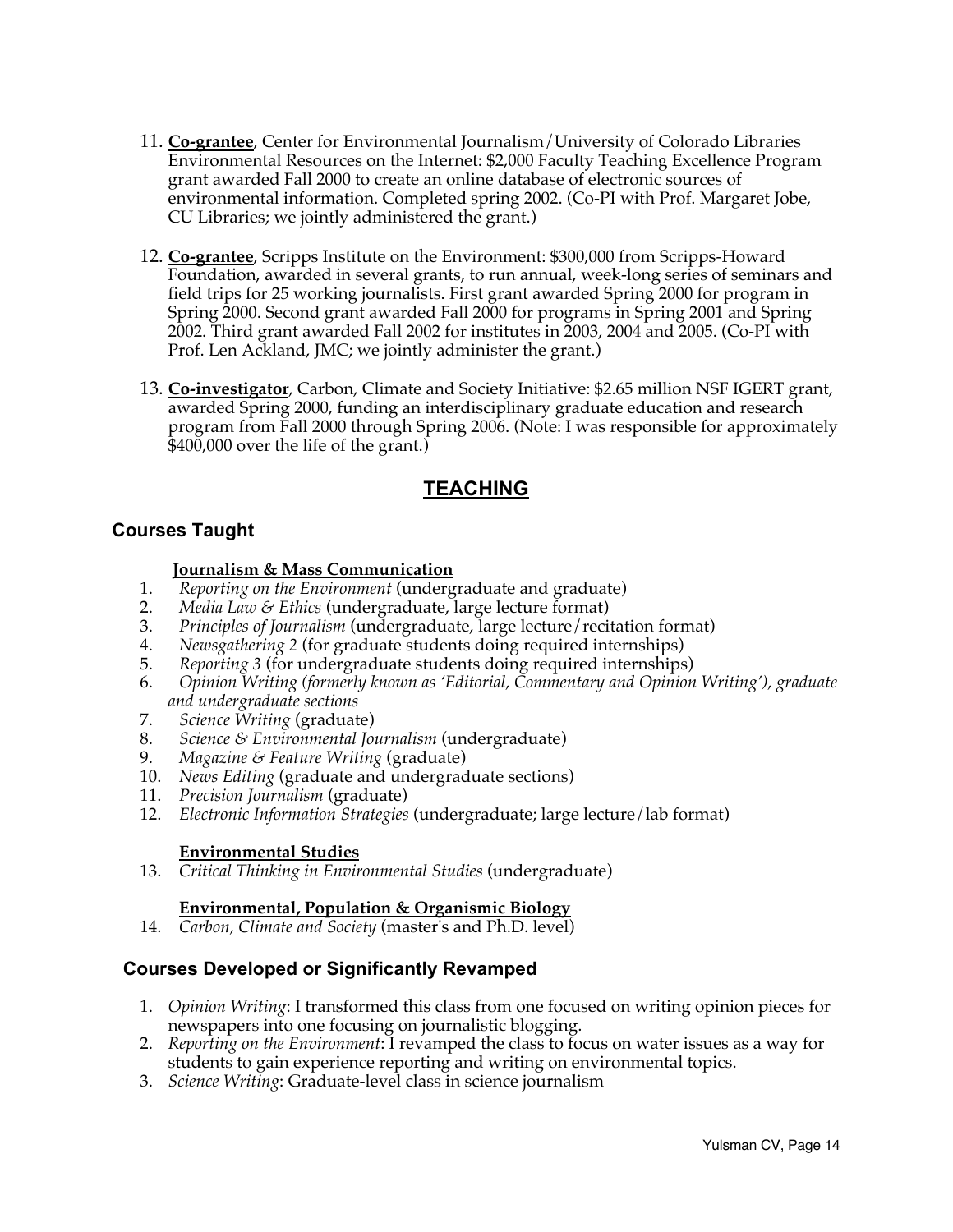11. **Co-grantee**, Center for Environmental Journalism/University of Colorado Libraries Environmental Resources on the Internet: $2,000 Faculty Teaching Excellence Program grant awarded Fall 2000 to create an online database of electronic sources of environmental information. Completed spring 2002. (Co-PI with Prof. Margaret Jobe, CU Libraries; we jointly administered the grant.)

12. **Co-grantee**, Scripps Institute on the Environment: $300,000 from Scripps-Howard Foundation, awarded in several grants, to run annual, week-long series of seminars and field trips for 25 working journalists. First grant awarded Spring 2000 for program in Spring 2000. Second grant awarded Fall 2000 for programs in Spring 2001 and Spring 2002. Third grant awarded Fall 2002 for institutes in 2003, 2004 and 2005. (Co-PI with Prof. Len Ackland, JMC; we jointly administer the grant.)

13. **Co-investigator**, Carbon, Climate and Society Initiative: $2.65 million NSF IGERT grant, awarded Spring 2000, funding an interdisciplinary graduate education and research program from Fall 2000 through Spring 2006. (Note: I was responsible for approximately $400,000 over the life of the grant.)

# TEACHING

## Courses Taught

**Journalism & Mass Communication**

1. *Reporting on the Environment* (undergraduate and graduate)
2. *Media Law & Ethics* (undergraduate, large lecture format)
3. *Principles of Journalism* (undergraduate, large lecture/recitation format)
4. *Newsgathering 2* (for graduate students doing required internships)
5. *Reporting 3* (for undergraduate students doing required internships)
6. *Opinion Writing (formerly known as 'Editorial, Commentary and Opinion Writing'), graduate and undergraduate sections*
7. *Science Writing* (graduate)
8. *Science & Environmental Journalism* (undergraduate)
9. *Magazine & Feature Writing* (graduate)
10. *News Editing* (graduate and undergraduate sections)
11. *Precision Journalism* (graduate)
12. *Electronic Information Strategies* (undergraduate; large lecture/lab format)

**Environmental Studies**

13. *Critical Thinking in Environmental Studies* (undergraduate)

**Environmental, Population & Organismic Biology**

14. *Carbon, Climate and Society* (master's and Ph.D. level)

## Courses Developed or Significantly Revamped

1. *Opinion Writing*: I transformed this class from one focused on writing opinion pieces for newspapers into one focusing on journalistic blogging.
2. *Reporting on the Environment*: I revamped the class to focus on water issues as a way for students to gain experience reporting and writing on environmental topics.
3. *Science Writing*: Graduate-level class in science journalism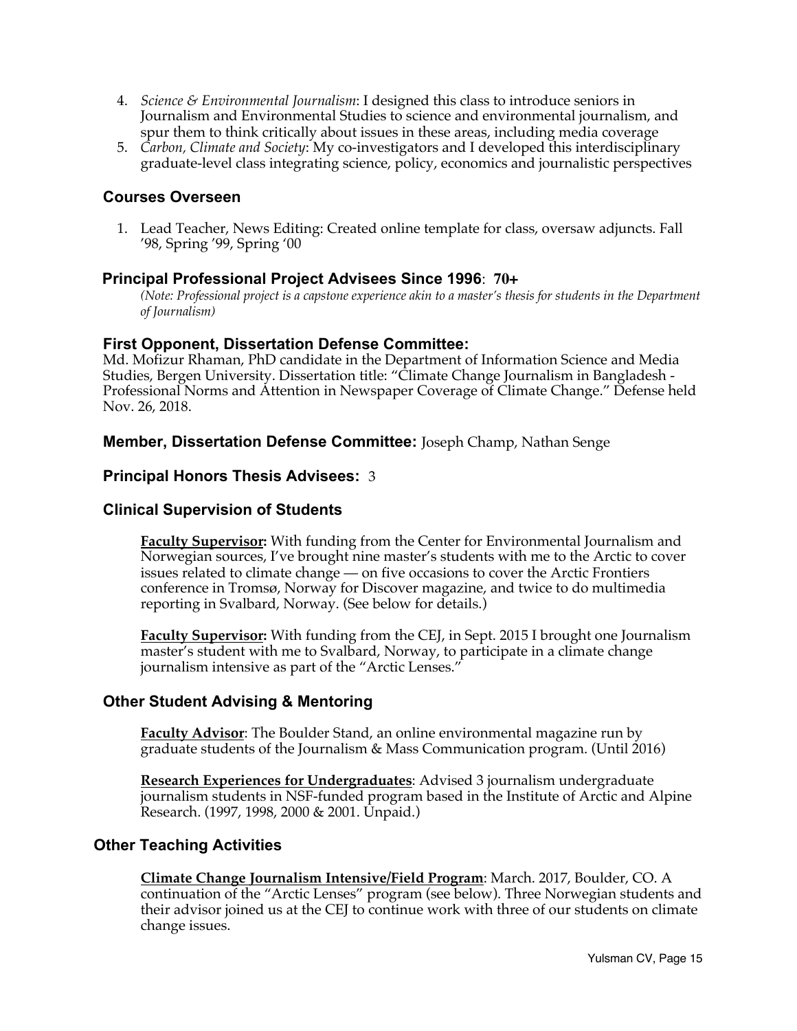4. *Science & Environmental Journalism*: I designed this class to introduce seniors in Journalism and Environmental Studies to science and environmental journalism, and spur them to think critically about issues in these areas, including media coverage
5. *Carbon, Climate and Society*: My co-investigators and I developed this interdisciplinary graduate-level class integrating science, policy, economics and journalistic perspectives

### Courses Overseen

1. Lead Teacher, News Editing: Created online template for class, oversaw adjuncts. Fall '98, Spring '99, Spring '00

### Principal Professional Project Advisees Since 1996: 70+

*(Note: Professional project is a capstone experience akin to a master's thesis for students in the Department of Journalism)*

### First Opponent, Dissertation Defense Committee:

Md. Mofizur Rhaman, PhD candidate in the Department of Information Science and Media Studies, Bergen University. Dissertation title: "Climate Change Journalism in Bangladesh - Professional Norms and Attention in Newspaper Coverage of Climate Change." Defense held Nov. 26, 2018.

**Member, Dissertation Defense Committee:** Joseph Champ, Nathan Senge

**Principal Honors Thesis Advisees:** 3

### Clinical Supervision of Students

**Faculty Supervisor:** With funding from the Center for Environmental Journalism and Norwegian sources, I've brought nine master's students with me to the Arctic to cover issues related to climate change — on five occasions to cover the Arctic Frontiers conference in Tromsø, Norway for Discover magazine, and twice to do multimedia reporting in Svalbard, Norway. (See below for details.)

**Faculty Supervisor:** With funding from the CEJ, in Sept. 2015 I brought one Journalism master's student with me to Svalbard, Norway, to participate in a climate change journalism intensive as part of the "Arctic Lenses."

### Other Student Advising & Mentoring

**Faculty Advisor**: The Boulder Stand, an online environmental magazine run by graduate students of the Journalism & Mass Communication program. (Until 2016)

**Research Experiences for Undergraduates**: Advised 3 journalism undergraduate journalism students in NSF-funded program based in the Institute of Arctic and Alpine Research. (1997, 1998, 2000 & 2001. Unpaid.)

### Other Teaching Activities

**Climate Change Journalism Intensive/Field Program**: March. 2017, Boulder, CO. A continuation of the "Arctic Lenses" program (see below). Three Norwegian students and their advisor joined us at the CEJ to continue work with three of our students on climate change issues.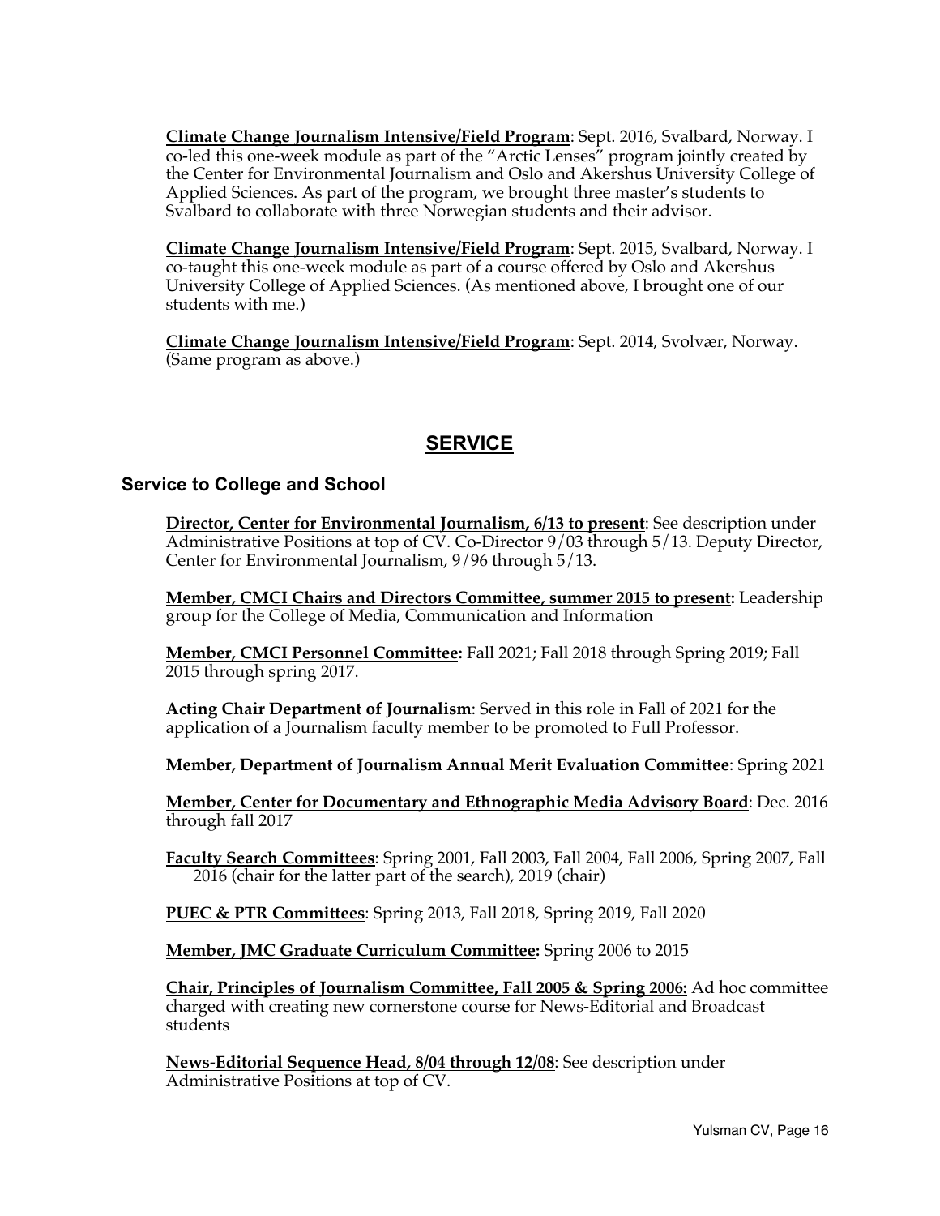**<u>Climate Change Journalism Intensive/Field Program</u>**: Sept. 2016, Svalbard, Norway. I co-led this one-week module as part of the "Arctic Lenses" program jointly created by the Center for Environmental Journalism and Oslo and Akershus University College of Applied Sciences. As part of the program, we brought three master's students to Svalbard to collaborate with three Norwegian students and their advisor.

**<u>Climate Change Journalism Intensive/Field Program</u>**: Sept. 2015, Svalbard, Norway. I co-taught this one-week module as part of a course offered by Oslo and Akershus University College of Applied Sciences. (As mentioned above, I brought one of our students with me.)

**<u>Climate Change Journalism Intensive/Field Program</u>**: Sept. 2014, Svolvær, Norway. (Same program as above.)

# SERVICE

## Service to College and School

**<u>Director, Center for Environmental Journalism, 6/13 to present</u>**: See description under Administrative Positions at top of CV. Co-Director 9/03 through 5/13. Deputy Director, Center for Environmental Journalism, 9/96 through 5/13.

**<u>Member, CMCI Chairs and Directors Committee, summer 2015 to present:</u>** Leadership group for the College of Media, Communication and Information

**<u>Member, CMCI Personnel Committee:</u>** Fall 2021; Fall 2018 through Spring 2019; Fall 2015 through spring 2017.

**<u>Acting Chair Department of Journalism</u>**: Served in this role in Fall of 2021 for the application of a Journalism faculty member to be promoted to Full Professor.

**<u>Member, Department of Journalism Annual Merit Evaluation Committee</u>**: Spring 2021

**<u>Member, Center for Documentary and Ethnographic Media Advisory Board</u>**: Dec. 2016 through fall 2017

**<u>Faculty Search Committees</u>**: Spring 2001, Fall 2003, Fall 2004, Fall 2006, Spring 2007, Fall 2016 (chair for the latter part of the search), 2019 (chair)

**<u>PUEC & PTR Committees</u>**: Spring 2013, Fall 2018, Spring 2019, Fall 2020

**<u>Member, JMC Graduate Curriculum Committee:</u>** Spring 2006 to 2015

**<u>Chair, Principles of Journalism Committee, Fall 2005 & Spring 2006:</u>** Ad hoc committee charged with creating new cornerstone course for News-Editorial and Broadcast students

**<u>News-Editorial Sequence Head, 8/04 through 12/08</u>**: See description under Administrative Positions at top of CV.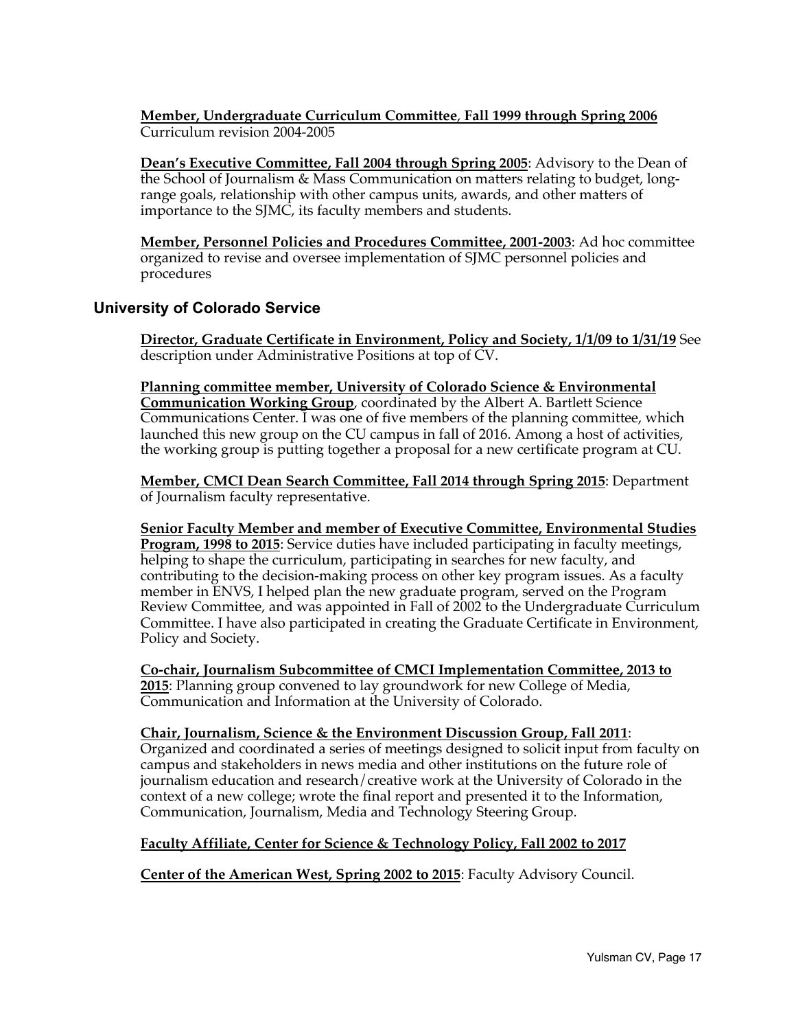**Member, Undergraduate Curriculum Committee, Fall 1999 through Spring 2006**
Curriculum revision 2004-2005

**Dean's Executive Committee, Fall 2004 through Spring 2005**: Advisory to the Dean of the School of Journalism & Mass Communication on matters relating to budget, long-range goals, relationship with other campus units, awards, and other matters of importance to the SJMC, its faculty members and students.

**Member, Personnel Policies and Procedures Committee, 2001-2003**: Ad hoc committee organized to revise and oversee implementation of SJMC personnel policies and procedures

## University of Colorado Service

**Director, Graduate Certificate in Environment, Policy and Society, 1/1/09 to 1/31/19** See description under Administrative Positions at top of CV.

**Planning committee member, University of Colorado Science & Environmental Communication Working Group**, coordinated by the Albert A. Bartlett Science Communications Center. I was one of five members of the planning committee, which launched this new group on the CU campus in fall of 2016. Among a host of activities, the working group is putting together a proposal for a new certificate program at CU.

**Member, CMCI Dean Search Committee, Fall 2014 through Spring 2015**: Department of Journalism faculty representative.

**Senior Faculty Member and member of Executive Committee, Environmental Studies Program, 1998 to 2015**: Service duties have included participating in faculty meetings, helping to shape the curriculum, participating in searches for new faculty, and contributing to the decision-making process on other key program issues. As a faculty member in ENVS, I helped plan the new graduate program, served on the Program Review Committee, and was appointed in Fall of 2002 to the Undergraduate Curriculum Committee. I have also participated in creating the Graduate Certificate in Environment, Policy and Society.

**Co-chair, Journalism Subcommittee of CMCI Implementation Committee, 2013 to 2015**: Planning group convened to lay groundwork for new College of Media, Communication and Information at the University of Colorado.

**Chair, Journalism, Science & the Environment Discussion Group, Fall 2011**: Organized and coordinated a series of meetings designed to solicit input from faculty on campus and stakeholders in news media and other institutions on the future role of journalism education and research/creative work at the University of Colorado in the context of a new college; wrote the final report and presented it to the Information, Communication, Journalism, Media and Technology Steering Group.

**Faculty Affiliate, Center for Science & Technology Policy, Fall 2002 to 2017**

**Center of the American West, Spring 2002 to 2015**: Faculty Advisory Council.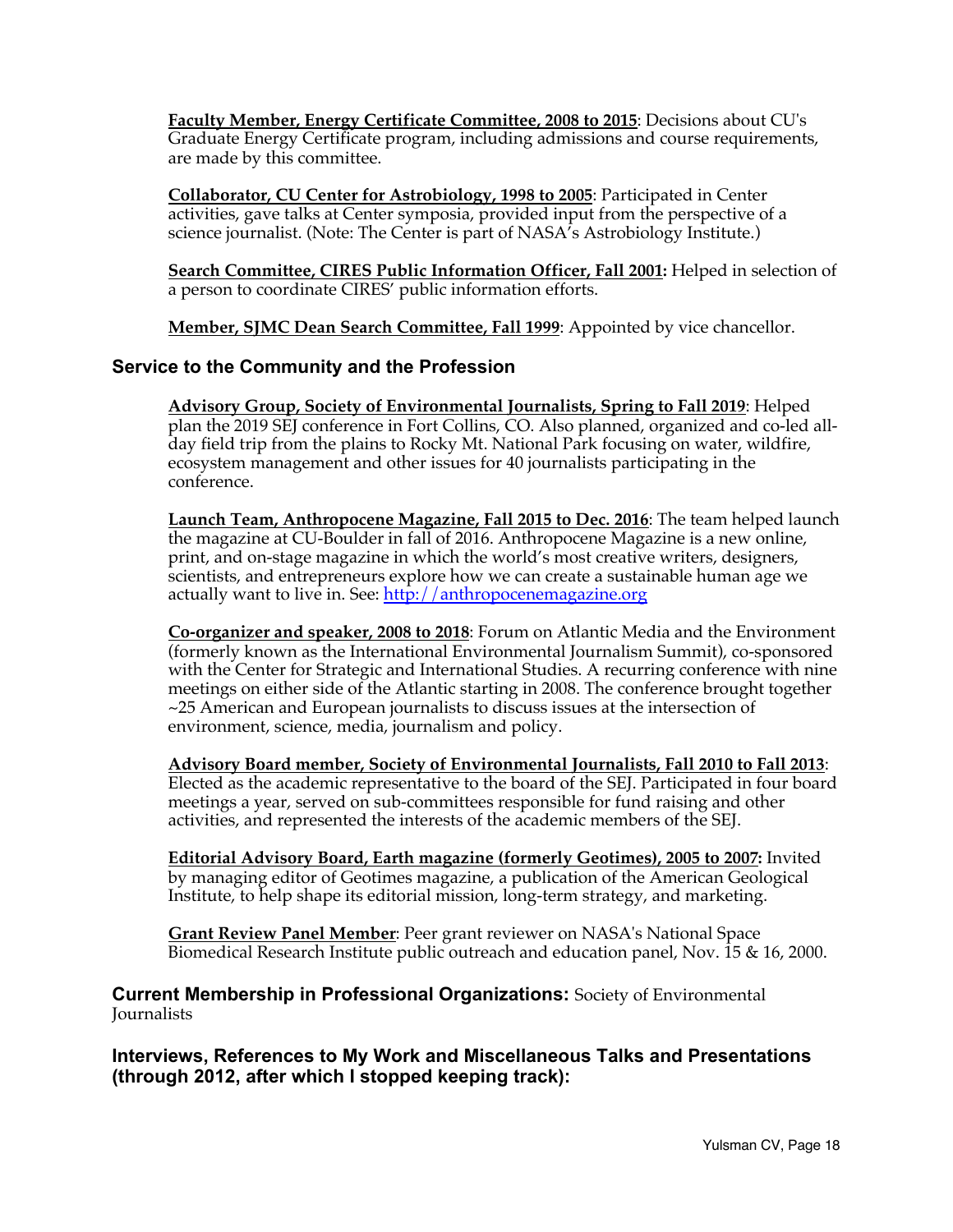**Faculty Member, Energy Certificate Committee, 2008 to 2015**: Decisions about CU's Graduate Energy Certificate program, including admissions and course requirements, are made by this committee.

**Collaborator, CU Center for Astrobiology, 1998 to 2005**: Participated in Center activities, gave talks at Center symposia, provided input from the perspective of a science journalist. (Note: The Center is part of NASA's Astrobiology Institute.)

**Search Committee, CIRES Public Information Officer, Fall 2001:** Helped in selection of a person to coordinate CIRES' public information efforts.

**Member, SJMC Dean Search Committee, Fall 1999**: Appointed by vice chancellor.

## Service to the Community and the Profession

**Advisory Group, Society of Environmental Journalists, Spring to Fall 2019**: Helped plan the 2019 SEJ conference in Fort Collins, CO. Also planned, organized and co-led all-day field trip from the plains to Rocky Mt. National Park focusing on water, wildfire, ecosystem management and other issues for 40 journalists participating in the conference.

**Launch Team, Anthropocene Magazine, Fall 2015 to Dec. 2016**: The team helped launch the magazine at CU-Boulder in fall of 2016. Anthropocene Magazine is a new online, print, and on-stage magazine in which the world's most creative writers, designers, scientists, and entrepreneurs explore how we can create a sustainable human age we actually want to live in. See: [http://anthropocenemagazine.org](http://anthropocenemagazine.org)

**Co-organizer and speaker, 2008 to 2018**: Forum on Atlantic Media and the Environment (formerly known as the International Environmental Journalism Summit), co-sponsored with the Center for Strategic and International Studies. A recurring conference with nine meetings on either side of the Atlantic starting in 2008. The conference brought together ~25 American and European journalists to discuss issues at the intersection of environment, science, media, journalism and policy.

**Advisory Board member, Society of Environmental Journalists, Fall 2010 to Fall 2013**: Elected as the academic representative to the board of the SEJ. Participated in four board meetings a year, served on sub-committees responsible for fund raising and other activities, and represented the interests of the academic members of the SEJ.

**Editorial Advisory Board, Earth magazine (formerly Geotimes), 2005 to 2007:** Invited by managing editor of Geotimes magazine, a publication of the American Geological Institute, to help shape its editorial mission, long-term strategy, and marketing.

**Grant Review Panel Member**: Peer grant reviewer on NASA's National Space Biomedical Research Institute public outreach and education panel, Nov. 15 & 16, 2000.

**Current Membership in Professional Organizations:** Society of Environmental Journalists

## Interviews, References to My Work and Miscellaneous Talks and Presentations (through 2012, after which I stopped keeping track):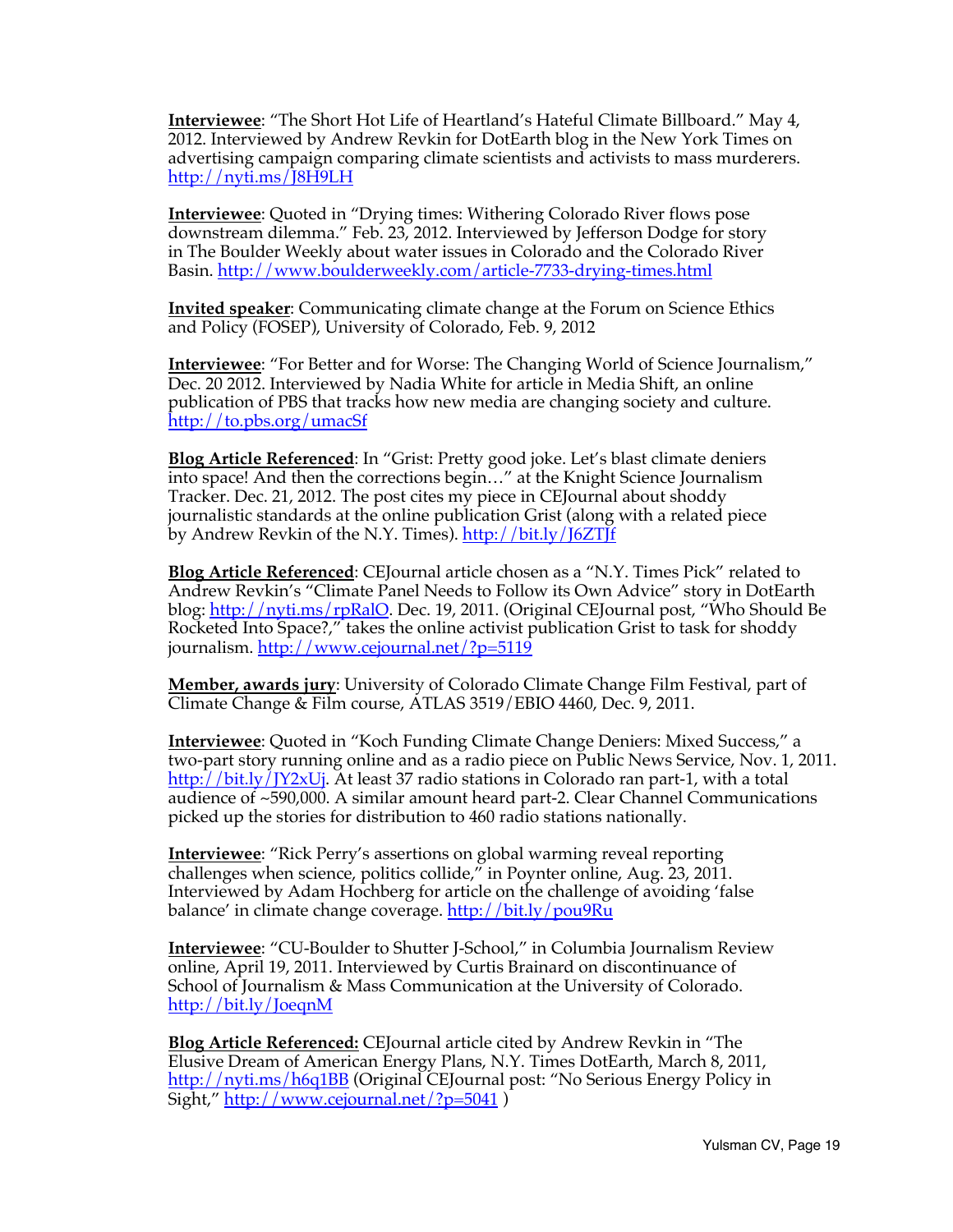**Interviewee**: "The Short Hot Life of Heartland's Hateful Climate Billboard." May 4, 2012. Interviewed by Andrew Revkin for DotEarth blog in the New York Times on advertising campaign comparing climate scientists and activists to mass murderers. http://nyti.ms/J8H9LH

**Interviewee**: Quoted in "Drying times: Withering Colorado River flows pose downstream dilemma." Feb. 23, 2012. Interviewed by Jefferson Dodge for story in The Boulder Weekly about water issues in Colorado and the Colorado River Basin. http://www.boulderweekly.com/article-7733-drying-times.html

**Invited speaker**: Communicating climate change at the Forum on Science Ethics and Policy (FOSEP), University of Colorado, Feb. 9, 2012

**Interviewee**: "For Better and for Worse: The Changing World of Science Journalism," Dec. 20 2012. Interviewed by Nadia White for article in Media Shift, an online publication of PBS that tracks how new media are changing society and culture. http://to.pbs.org/umacSf

**Blog Article Referenced**: In "Grist: Pretty good joke. Let's blast climate deniers into space! And then the corrections begin…" at the Knight Science Journalism Tracker. Dec. 21, 2012. The post cites my piece in CEJournal about shoddy journalistic standards at the online publication Grist (along with a related piece by Andrew Revkin of the N.Y. Times). http://bit.ly/J6ZTJf

**Blog Article Referenced**: CEJournal article chosen as a "N.Y. Times Pick" related to Andrew Revkin's "Climate Panel Needs to Follow its Own Advice" story in DotEarth blog: http://nyti.ms/rpRalO. Dec. 19, 2011. (Original CEJournal post, "Who Should Be Rocketed Into Space?," takes the online activist publication Grist to task for shoddy journalism. http://www.cejournal.net/?p=5119

**Member, awards jury**: University of Colorado Climate Change Film Festival, part of Climate Change & Film course, ATLAS 3519/EBIO 4460, Dec. 9, 2011.

**Interviewee**: Quoted in "Koch Funding Climate Change Deniers: Mixed Success," a two-part story running online and as a radio piece on Public News Service, Nov. 1, 2011. http://bit.ly/JY2xUj. At least 37 radio stations in Colorado ran part-1, with a total audience of ~590,000. A similar amount heard part-2. Clear Channel Communications picked up the stories for distribution to 460 radio stations nationally.

**Interviewee**: "Rick Perry's assertions on global warming reveal reporting challenges when science, politics collide," in Poynter online, Aug. 23, 2011. Interviewed by Adam Hochberg for article on the challenge of avoiding 'false balance' in climate change coverage. http://bit.ly/pou9Ru

**Interviewee**: "CU-Boulder to Shutter J-School," in Columbia Journalism Review online, April 19, 2011. Interviewed by Curtis Brainard on discontinuance of School of Journalism & Mass Communication at the University of Colorado. http://bit.ly/JoeqnM

**Blog Article Referenced:** CEJournal article cited by Andrew Revkin in "The Elusive Dream of American Energy Plans, N.Y. Times DotEarth, March 8, 2011, http://nyti.ms/h6q1BB (Original CEJournal post: "No Serious Energy Policy in Sight," http://www.cejournal.net/?p=5041 )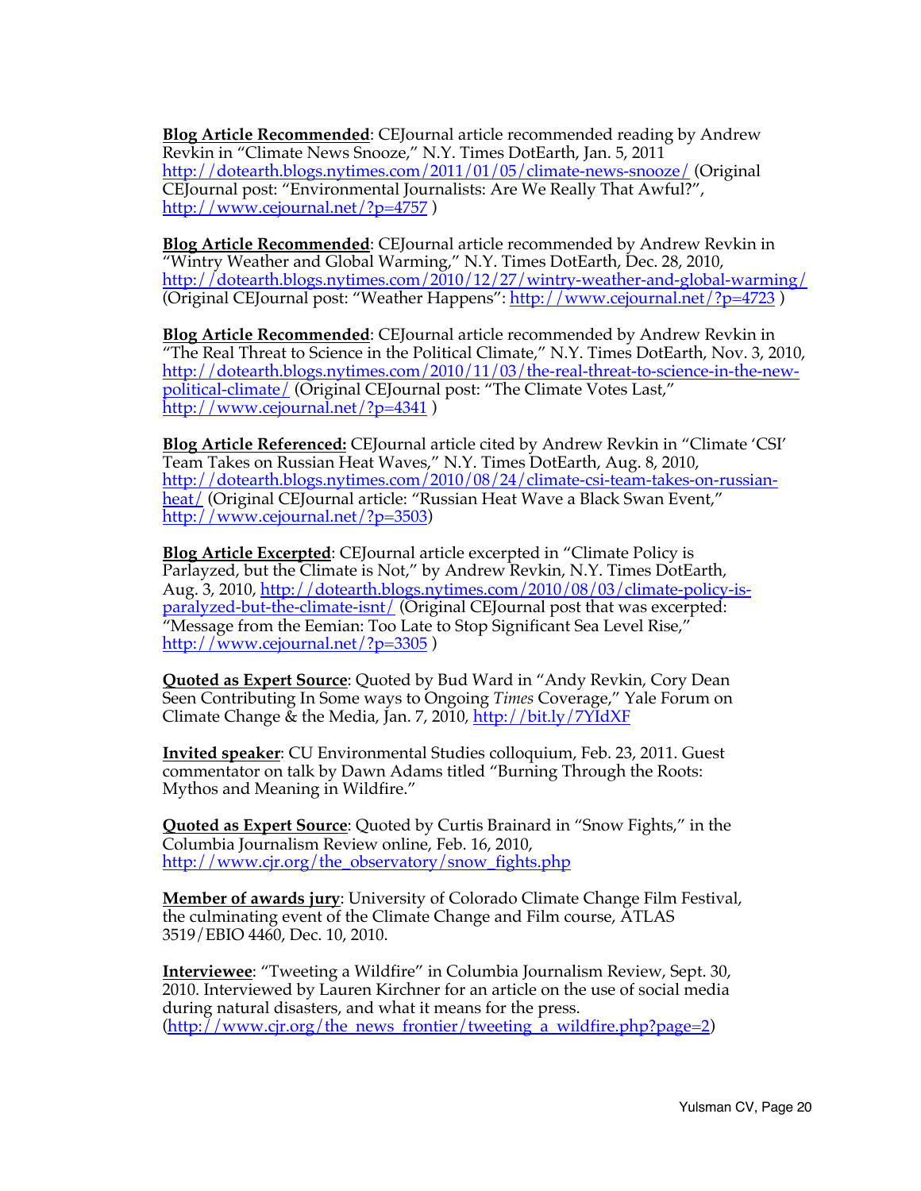**Blog Article Recommended**: CEJournal article recommended reading by Andrew Revkin in "Climate News Snooze," N.Y. Times DotEarth, Jan. 5, 2011 http://dotearth.blogs.nytimes.com/2011/01/05/climate-news-snooze/ (Original CEJournal post: "Environmental Journalists: Are We Really That Awful?", http://www.cejournal.net/?p=4757 )

**Blog Article Recommended**: CEJournal article recommended by Andrew Revkin in "Wintry Weather and Global Warming," N.Y. Times DotEarth, Dec. 28, 2010, http://dotearth.blogs.nytimes.com/2010/12/27/wintry-weather-and-global-warming/ (Original CEJournal post: "Weather Happens": http://www.cejournal.net/?p=4723 )

**Blog Article Recommended**: CEJournal article recommended by Andrew Revkin in "The Real Threat to Science in the Political Climate," N.Y. Times DotEarth, Nov. 3, 2010, http://dotearth.blogs.nytimes.com/2010/11/03/the-real-threat-to-science-in-the-new-political-climate/ (Original CEJournal post: "The Climate Votes Last," http://www.cejournal.net/?p=4341 )

**Blog Article Referenced:** CEJournal article cited by Andrew Revkin in "Climate 'CSI' Team Takes on Russian Heat Waves," N.Y. Times DotEarth, Aug. 8, 2010, http://dotearth.blogs.nytimes.com/2010/08/24/climate-csi-team-takes-on-russian-heat/ (Original CEJournal article: "Russian Heat Wave a Black Swan Event," http://www.cejournal.net/?p=3503)

**Blog Article Excerpted**: CEJournal article excerpted in "Climate Policy is Parlayzed, but the Climate is Not," by Andrew Revkin, N.Y. Times DotEarth, Aug. 3, 2010, http://dotearth.blogs.nytimes.com/2010/08/03/climate-policy-is-paralyzed-but-the-climate-isnt/ (Original CEJournal post that was excerpted: "Message from the Eemian: Too Late to Stop Significant Sea Level Rise," http://www.cejournal.net/?p=3305 )

**Quoted as Expert Source**: Quoted by Bud Ward in "Andy Revkin, Cory Dean Seen Contributing In Some ways to Ongoing *Times* Coverage," Yale Forum on Climate Change & the Media, Jan. 7, 2010, http://bit.ly/7YIdXF

**Invited speaker**: CU Environmental Studies colloquium, Feb. 23, 2011. Guest commentator on talk by Dawn Adams titled "Burning Through the Roots: Mythos and Meaning in Wildfire."

**Quoted as Expert Source**: Quoted by Curtis Brainard in "Snow Fights," in the Columbia Journalism Review online, Feb. 16, 2010, http://www.cjr.org/the_observatory/snow_fights.php

**Member of awards jury**: University of Colorado Climate Change Film Festival, the culminating event of the Climate Change and Film course, ATLAS 3519/EBIO 4460, Dec. 10, 2010.

**Interviewee**: "Tweeting a Wildfire" in Columbia Journalism Review, Sept. 30, 2010. Interviewed by Lauren Kirchner for an article on the use of social media during natural disasters, and what it means for the press. (http://www.cjr.org/the_news_frontier/tweeting_a_wildfire.php?page=2)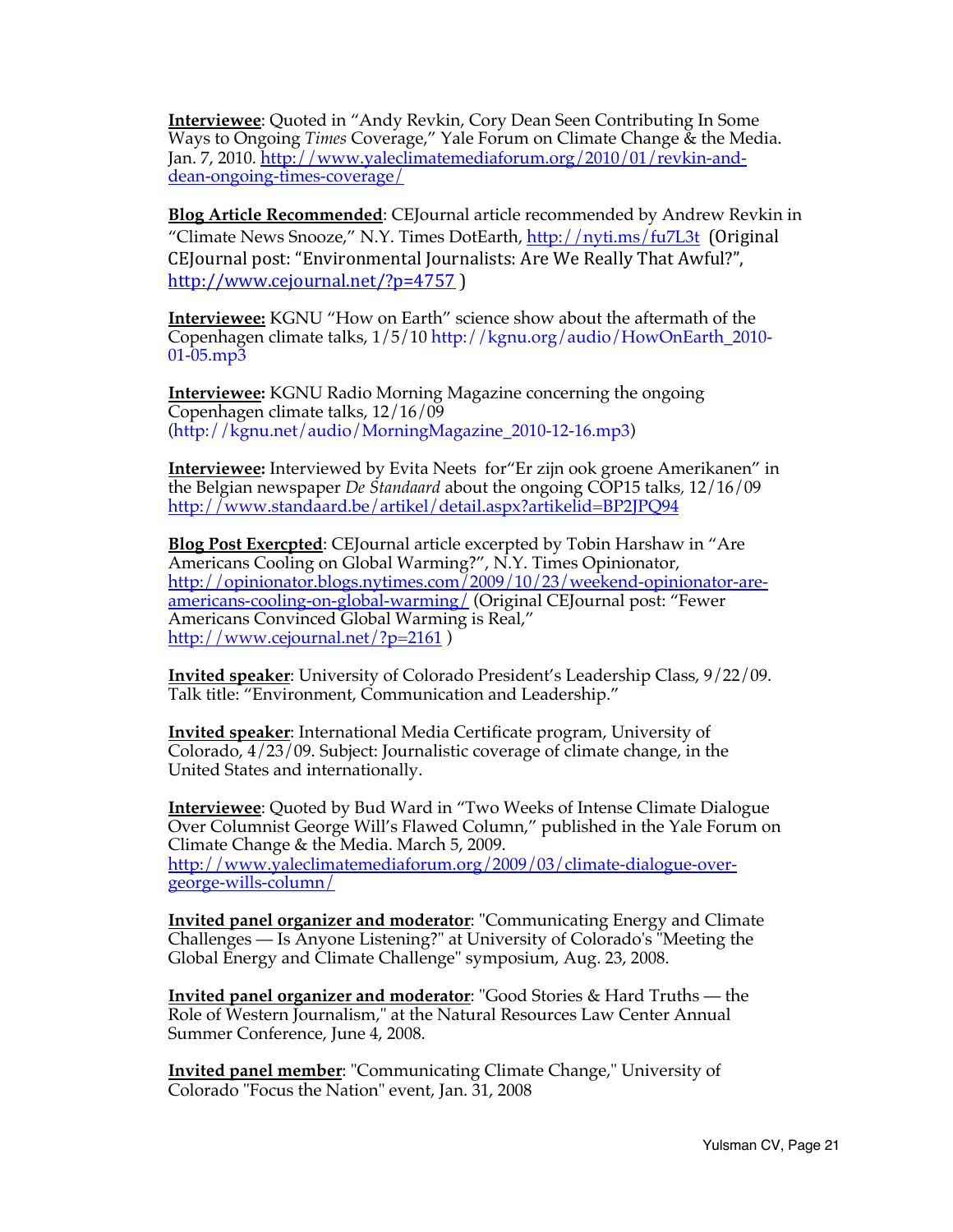**Interviewee**: Quoted in “Andy Revkin, Cory Dean Seen Contributing In Some Ways to Ongoing *Times* Coverage,” Yale Forum on Climate Change & the Media. Jan. 7, 2010. http://www.yaleclimatemediaforum.org/2010/01/revkin-and-dean-ongoing-times-coverage/

**Blog Article Recommended**: CEJournal article recommended by Andrew Revkin in “Climate News Snooze,” N.Y. Times DotEarth, http://nyti.ms/fu7L3t (Original CEJournal post: “Environmental Journalists: Are We Really That Awful?”, http://www.cejournal.net/?p=4757 )

**Interviewee:** KGNU “How on Earth” science show about the aftermath of the Copenhagen climate talks, 1/5/10 http://kgnu.org/audio/HowOnEarth_2010-01-05.mp3

**Interviewee:** KGNU Radio Morning Magazine concerning the ongoing Copenhagen climate talks, 12/16/09 (http://kgnu.net/audio/MorningMagazine_2010-12-16.mp3)

**Interviewee:** Interviewed by Evita Neets for“Er zijn ook groene Amerikanen” in the Belgian newspaper *De Standaard* about the ongoing COP15 talks, 12/16/09 http://www.standaard.be/artikel/detail.aspx?artikelid=BP2JPQ94

**Blog Post Exercpted**: CEJournal article excerpted by Tobin Harshaw in “Are Americans Cooling on Global Warming?”, N.Y. Times Opinionator, http://opinionator.blogs.nytimes.com/2009/10/23/weekend-opinionator-are-americans-cooling-on-global-warming/ (Original CEJournal post: “Fewer Americans Convinced Global Warming is Real,” http://www.cejournal.net/?p=2161 )

**Invited speaker**: University of Colorado President’s Leadership Class, 9/22/09. Talk title: “Environment, Communication and Leadership.”

**Invited speaker**: International Media Certificate program, University of Colorado, 4/23/09. Subject: Journalistic coverage of climate change, in the United States and internationally.

**Interviewee**: Quoted by Bud Ward in “Two Weeks of Intense Climate Dialogue Over Columnist George Will’s Flawed Column,” published in the Yale Forum on Climate Change & the Media. March 5, 2009. http://www.yaleclimatemediaforum.org/2009/03/climate-dialogue-over-george-wills-column/

**Invited panel organizer and moderator**: "Communicating Energy and Climate Challenges — Is Anyone Listening?" at University of Colorado's "Meeting the Global Energy and Climate Challenge" symposium, Aug. 23, 2008.

**Invited panel organizer and moderator**: "Good Stories & Hard Truths — the Role of Western Journalism," at the Natural Resources Law Center Annual Summer Conference, June 4, 2008.

**Invited panel member**: "Communicating Climate Change," University of Colorado "Focus the Nation" event, Jan. 31, 2008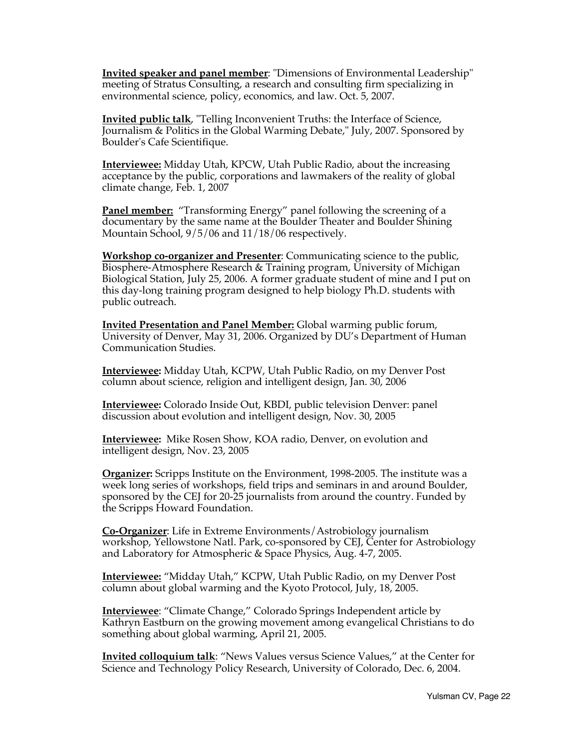**Invited speaker and panel member**: "Dimensions of Environmental Leadership" meeting of Stratus Consulting, a research and consulting firm specializing in environmental science, policy, economics, and law. Oct. 5, 2007.

**Invited public talk**, "Telling Inconvenient Truths: the Interface of Science, Journalism & Politics in the Global Warming Debate," July, 2007. Sponsored by Boulder's Cafe Scientifique.

**Interviewee:** Midday Utah, KPCW, Utah Public Radio, about the increasing acceptance by the public, corporations and lawmakers of the reality of global climate change, Feb. 1, 2007

**Panel member:** "Transforming Energy" panel following the screening of a documentary by the same name at the Boulder Theater and Boulder Shining Mountain School, 9/5/06 and 11/18/06 respectively.

**Workshop co-organizer and Presenter**: Communicating science to the public, Biosphere-Atmosphere Research & Training program, University of Michigan Biological Station, July 25, 2006. A former graduate student of mine and I put on this day-long training program designed to help biology Ph.D. students with public outreach.

**Invited Presentation and Panel Member:** Global warming public forum, University of Denver, May 31, 2006. Organized by DU's Department of Human Communication Studies.

**Interviewee:** Midday Utah, KCPW, Utah Public Radio, on my Denver Post column about science, religion and intelligent design, Jan. 30, 2006

**Interviewee:** Colorado Inside Out, KBDI, public television Denver: panel discussion about evolution and intelligent design, Nov. 30, 2005

**Interviewee:** Mike Rosen Show, KOA radio, Denver, on evolution and intelligent design, Nov. 23, 2005

**Organizer:** Scripps Institute on the Environment, 1998-2005. The institute was a week long series of workshops, field trips and seminars in and around Boulder, sponsored by the CEJ for 20-25 journalists from around the country. Funded by the Scripps Howard Foundation.

**Co-Organizer**: Life in Extreme Environments/Astrobiology journalism workshop, Yellowstone Natl. Park, co-sponsored by CEJ, Center for Astrobiology and Laboratory for Atmospheric & Space Physics, Aug. 4-7, 2005.

**Interviewee:** "Midday Utah," KCPW, Utah Public Radio, on my Denver Post column about global warming and the Kyoto Protocol, July, 18, 2005.

**Interviewee**: "Climate Change," Colorado Springs Independent article by Kathryn Eastburn on the growing movement among evangelical Christians to do something about global warming, April 21, 2005.

**Invited colloquium talk**: "News Values versus Science Values," at the Center for Science and Technology Policy Research, University of Colorado, Dec. 6, 2004.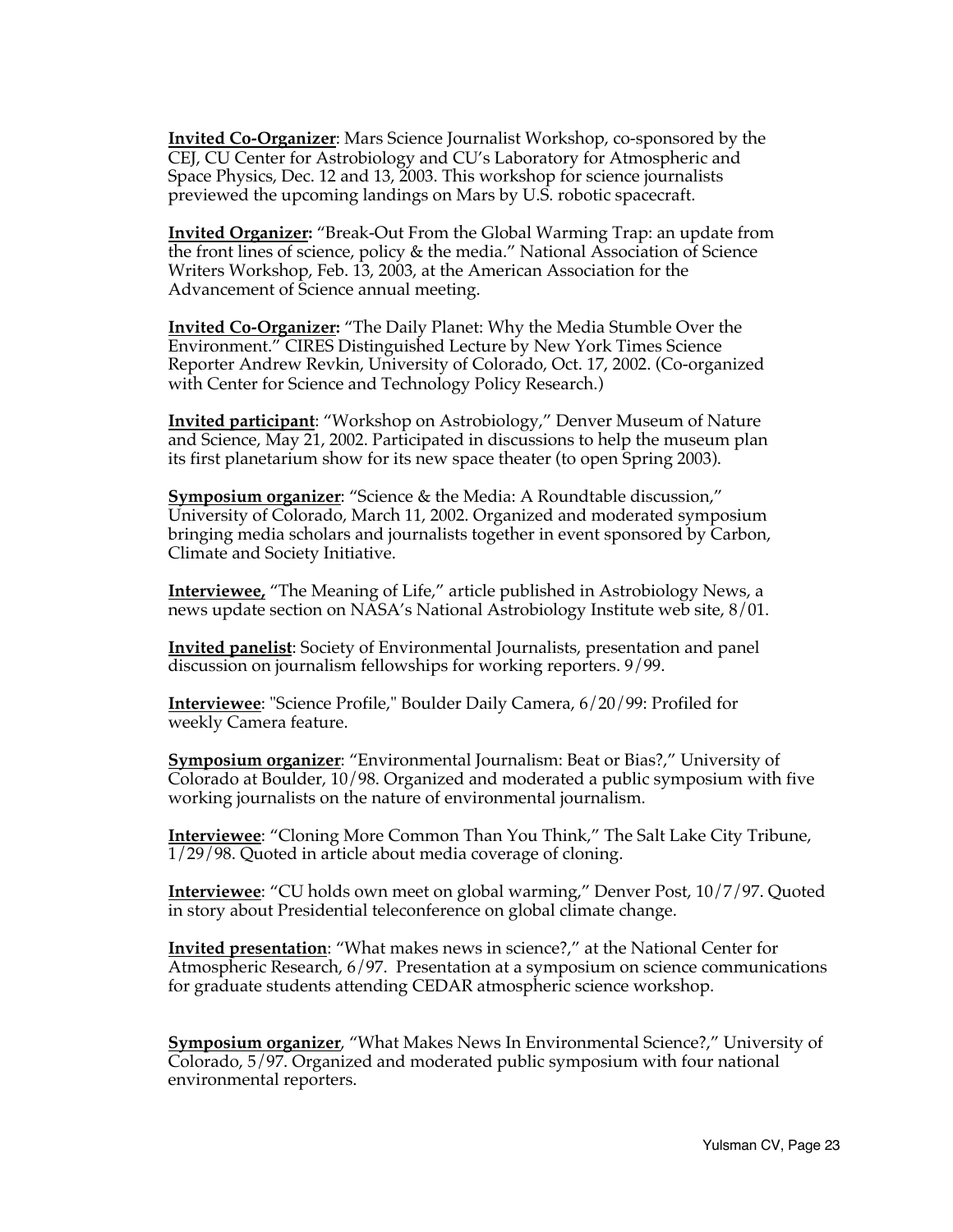**Invited Co-Organizer**: Mars Science Journalist Workshop, co-sponsored by the CEJ, CU Center for Astrobiology and CU's Laboratory for Atmospheric and Space Physics, Dec. 12 and 13, 2003. This workshop for science journalists previewed the upcoming landings on Mars by U.S. robotic spacecraft.

**Invited Organizer:** "Break-Out From the Global Warming Trap: an update from the front lines of science, policy & the media." National Association of Science Writers Workshop, Feb. 13, 2003, at the American Association for the Advancement of Science annual meeting.

**Invited Co-Organizer:** "The Daily Planet: Why the Media Stumble Over the Environment." CIRES Distinguished Lecture by New York Times Science Reporter Andrew Revkin, University of Colorado, Oct. 17, 2002. (Co-organized with Center for Science and Technology Policy Research.)

**Invited participant**: "Workshop on Astrobiology," Denver Museum of Nature and Science, May 21, 2002. Participated in discussions to help the museum plan its first planetarium show for its new space theater (to open Spring 2003).

**Symposium organizer**: "Science & the Media: A Roundtable discussion," University of Colorado, March 11, 2002. Organized and moderated symposium bringing media scholars and journalists together in event sponsored by Carbon, Climate and Society Initiative.

**Interviewee,** "The Meaning of Life," article published in Astrobiology News, a news update section on NASA's National Astrobiology Institute web site, 8/01.

**Invited panelist**: Society of Environmental Journalists, presentation and panel discussion on journalism fellowships for working reporters. 9/99.

**Interviewee**: "Science Profile," Boulder Daily Camera, 6/20/99: Profiled for weekly Camera feature.

**Symposium organizer**: "Environmental Journalism: Beat or Bias?," University of Colorado at Boulder, 10/98. Organized and moderated a public symposium with five working journalists on the nature of environmental journalism.

**Interviewee**: "Cloning More Common Than You Think," The Salt Lake City Tribune, 1/29/98. Quoted in article about media coverage of cloning.

**Interviewee**: "CU holds own meet on global warming," Denver Post, 10/7/97. Quoted in story about Presidential teleconference on global climate change.

**Invited presentation**: "What makes news in science?," at the National Center for Atmospheric Research, 6/97. Presentation at a symposium on science communications for graduate students attending CEDAR atmospheric science workshop.

**Symposium organizer**, "What Makes News In Environmental Science?," University of Colorado, 5/97. Organized and moderated public symposium with four national environmental reporters.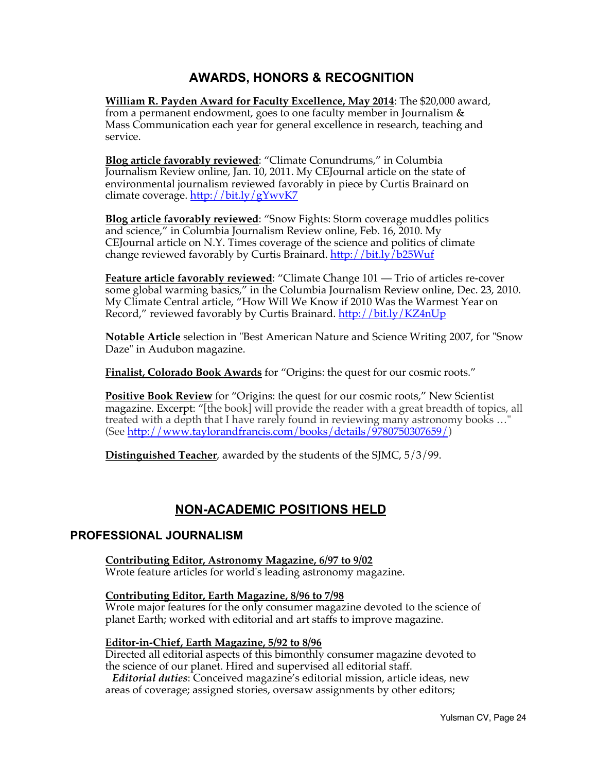## AWARDS, HONORS & RECOGNITION

**William R. Payden Award for Faculty Excellence, May 2014**: The $20,000 award, from a permanent endowment, goes to one faculty member in Journalism & Mass Communication each year for general excellence in research, teaching and service.

**Blog article favorably reviewed**: "Climate Conundrums," in Columbia Journalism Review online, Jan. 10, 2011. My CEJournal article on the state of environmental journalism reviewed favorably in piece by Curtis Brainard on climate coverage. http://bit.ly/gYwvK7

**Blog article favorably reviewed**: "Snow Fights: Storm coverage muddles politics and science," in Columbia Journalism Review online, Feb. 16, 2010. My CEJournal article on N.Y. Times coverage of the science and politics of climate change reviewed favorably by Curtis Brainard. http://bit.ly/b25Wuf

**Feature article favorably reviewed**: "Climate Change 101 — Trio of articles re-cover some global warming basics," in the Columbia Journalism Review online, Dec. 23, 2010. My Climate Central article, "How Will We Know if 2010 Was the Warmest Year on Record," reviewed favorably by Curtis Brainard. http://bit.ly/KZ4nUp

**Notable Article** selection in "Best American Nature and Science Writing 2007, for "Snow Daze" in Audubon magazine.

**Finalist, Colorado Book Awards** for "Origins: the quest for our cosmic roots."

**Positive Book Review** for "Origins: the quest for our cosmic roots," New Scientist magazine. Excerpt: "[the book] will provide the reader with a great breadth of topics, all treated with a depth that I have rarely found in reviewing many astronomy books …" (See http://www.taylorandfrancis.com/books/details/9780750307659/)

**Distinguished Teacher**, awarded by the students of the SJMC, 5/3/99.

## NON-ACADEMIC POSITIONS HELD

### PROFESSIONAL JOURNALISM

**Contributing Editor, Astronomy Magazine, 6/97 to 9/02**
Wrote feature articles for world's leading astronomy magazine.

**Contributing Editor, Earth Magazine, 8/96 to 7/98**
Wrote major features for the only consumer magazine devoted to the science of planet Earth; worked with editorial and art staffs to improve magazine.

**Editor-in-Chief, Earth Magazine, 5/92 to 8/96**
Directed all editorial aspects of this bimonthly consumer magazine devoted to the science of our planet. Hired and supervised all editorial staff.
*Editorial duties*: Conceived magazine's editorial mission, article ideas, new areas of coverage; assigned stories, oversaw assignments by other editors;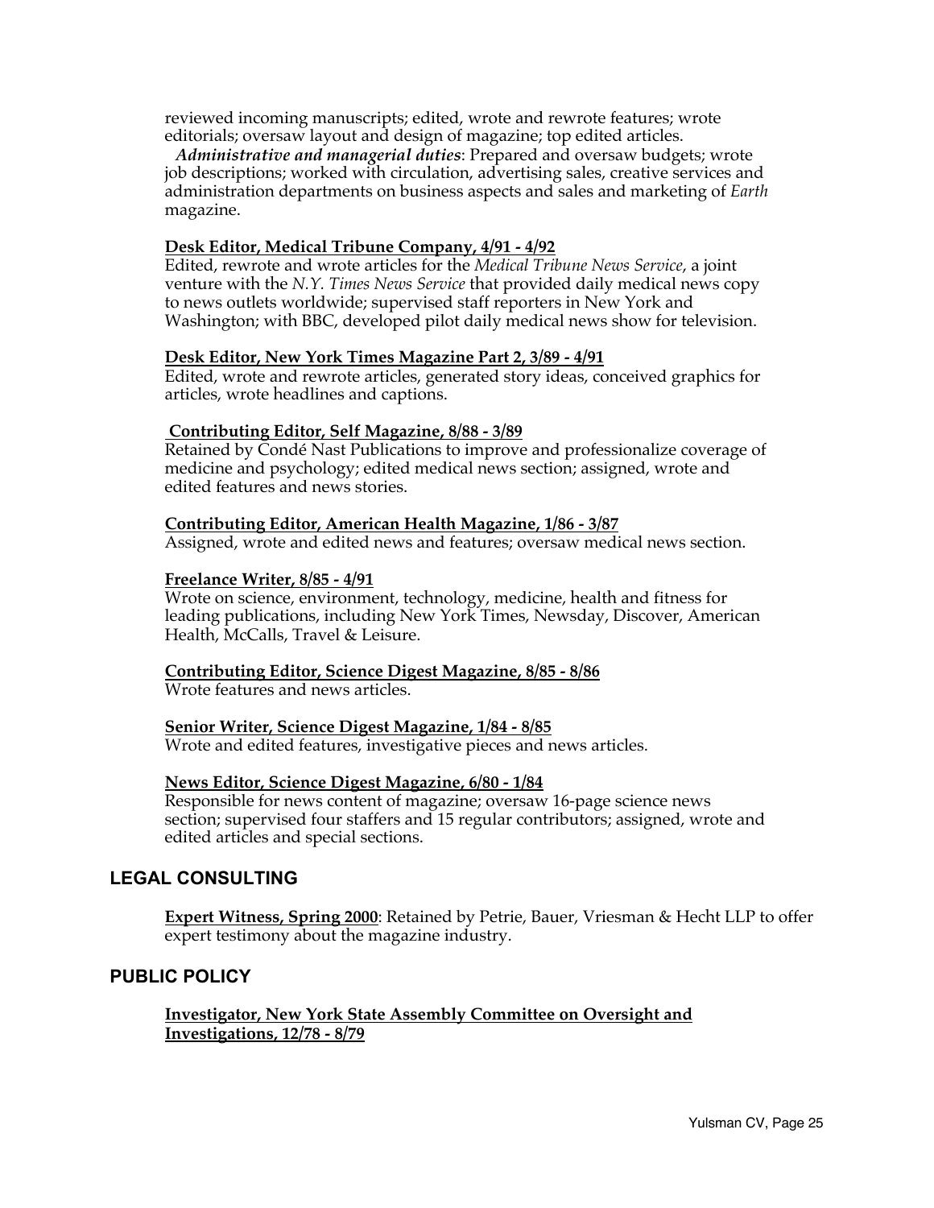reviewed incoming manuscripts; edited, wrote and rewrote features; wrote editorials; oversaw layout and design of magazine; top edited articles.

*Administrative and managerial duties*: Prepared and oversaw budgets; wrote job descriptions; worked with circulation, advertising sales, creative services and administration departments on business aspects and sales and marketing of *Earth* magazine.

**Desk Editor, Medical Tribune Company, 4/91 - 4/92**
Edited, rewrote and wrote articles for the *Medical Tribune News Service*, a joint venture with the *N.Y. Times News Service* that provided daily medical news copy to news outlets worldwide; supervised staff reporters in New York and Washington; with BBC, developed pilot daily medical news show for television.

**Desk Editor, New York Times Magazine Part 2, 3/89 - 4/91**
Edited, wrote and rewrote articles, generated story ideas, conceived graphics for articles, wrote headlines and captions.

**Contributing Editor, Self Magazine, 8/88 - 3/89**
Retained by Condé Nast Publications to improve and professionalize coverage of medicine and psychology; edited medical news section; assigned, wrote and edited features and news stories.

**Contributing Editor, American Health Magazine, 1/86 - 3/87**
Assigned, wrote and edited news and features; oversaw medical news section.

**Freelance Writer, 8/85 - 4/91**
Wrote on science, environment, technology, medicine, health and fitness for leading publications, including New York Times, Newsday, Discover, American Health, McCalls, Travel & Leisure.

**Contributing Editor, Science Digest Magazine, 8/85 - 8/86**
Wrote features and news articles.

**Senior Writer, Science Digest Magazine, 1/84 - 8/85**
Wrote and edited features, investigative pieces and news articles.

**News Editor, Science Digest Magazine, 6/80 - 1/84**
Responsible for news content of magazine; oversaw 16-page science news section; supervised four staffers and 15 regular contributors; assigned, wrote and edited articles and special sections.

## LEGAL CONSULTING

**Expert Witness, Spring 2000**: Retained by Petrie, Bauer, Vriesman & Hecht LLP to offer expert testimony about the magazine industry.

## PUBLIC POLICY

**Investigator, New York State Assembly Committee on Oversight and Investigations, 12/78 - 8/79**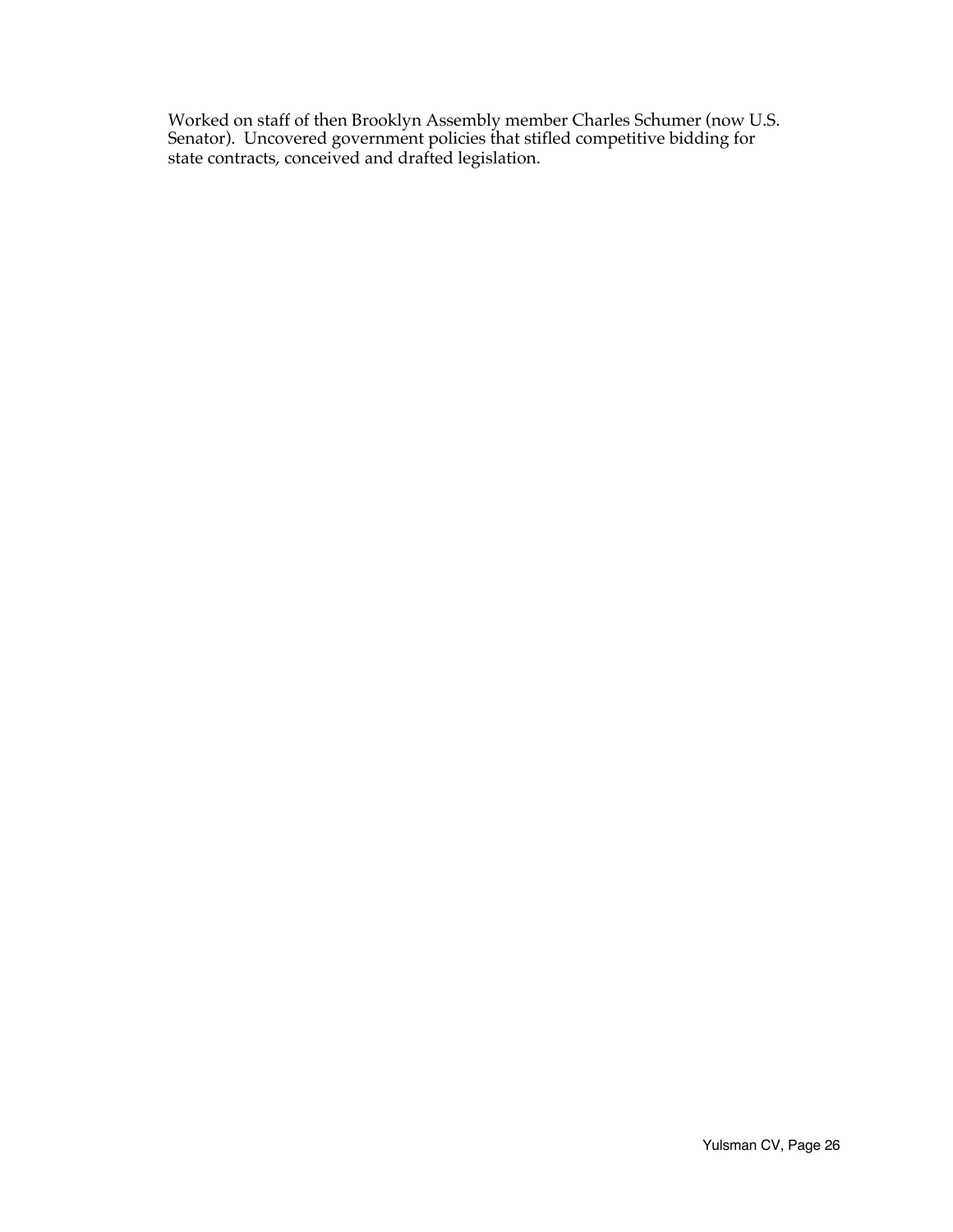Worked on staff of then Brooklyn Assembly member Charles Schumer (now U.S. Senator). Uncovered government policies that stifled competitive bidding for state contracts, conceived and drafted legislation.